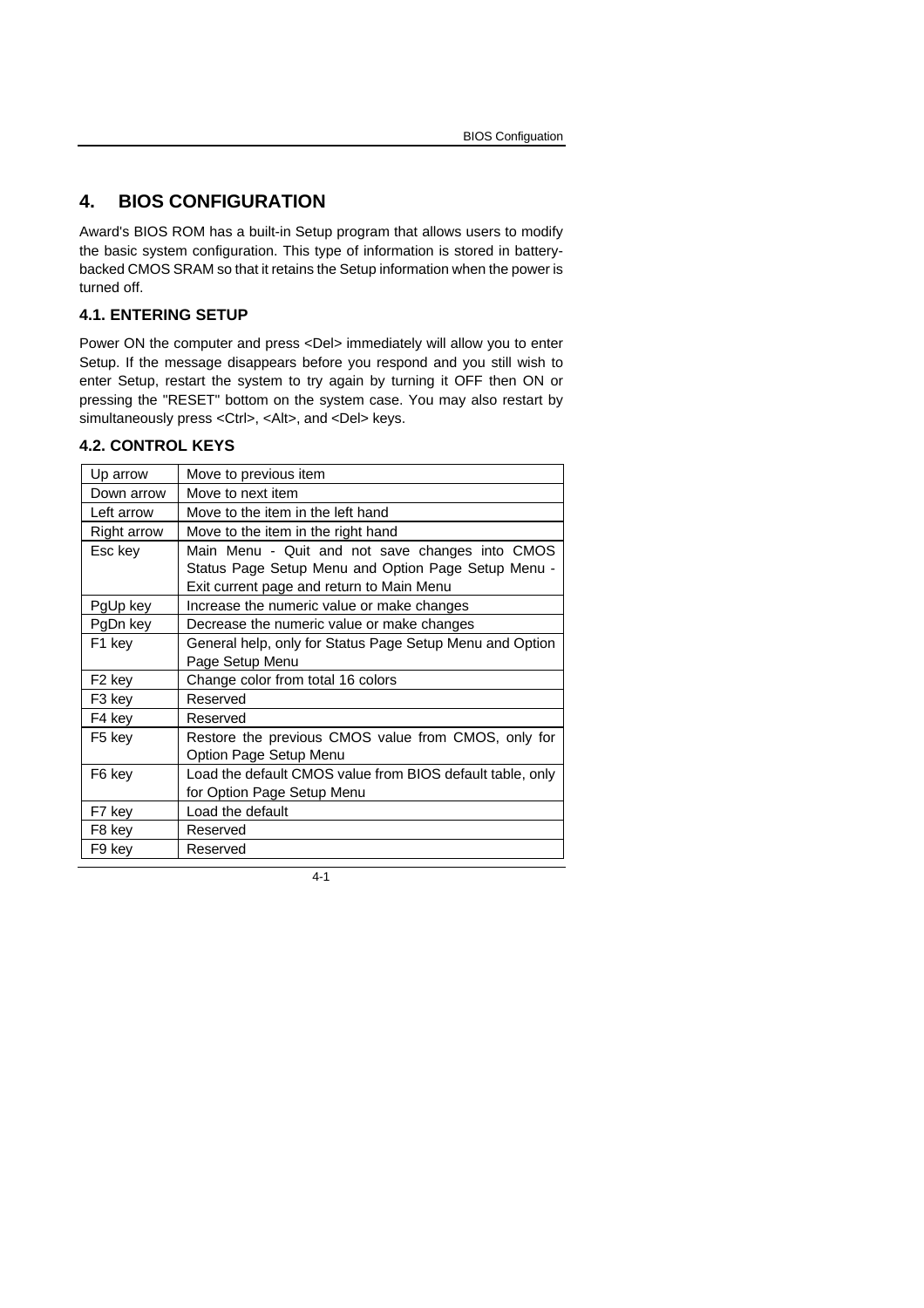# 4. BIOS CONFIGURATION

Award's BIOS ROM has a built-in Setup program that allows users to modify the basic system configuration. This type of information is stored in battery-backed CMOS SRAM so that it retains the Setup information when the power is turned off.

## 4.1. ENTERING SETUP

Power ON the computer and press <Del> immediately will allow you to enter Setup. If the message disappears before you respond and you still wish to enter Setup, restart the system to try again by turning it OFF then ON or pressing the "RESET" bottom on the system case. You may also restart by simultaneously press <Ctrl>, <Alt>, and <Del> keys.

## 4.2. CONTROL KEYS

| Key | Function |
|---|---|
| Up arrow | Move to previous item |
| Down arrow | Move to next item |
| Left arrow | Move to the item in the left hand |
| Right arrow | Move to the item in the right hand |
| Esc key | Main Menu - Quit and not save changes into CMOS Status Page Setup Menu and Option Page Setup Menu - Exit current page and return to Main Menu |
| PgUp key | Increase the numeric value or make changes |
| PgDn key | Decrease the numeric value or make changes |
| F1 key | General help, only for Status Page Setup Menu and Option Page Setup Menu |
| F2 key | Change color from total 16 colors |
| F3 key | Reserved |
| F4 key | Reserved |
| F5 key | Restore the previous CMOS value from CMOS, only for Option Page Setup Menu |
| F6 key | Load the default CMOS value from BIOS default table, only for Option Page Setup Menu |
| F7 key | Load the default |
| F8 key | Reserved |
| F9 key | Reserved |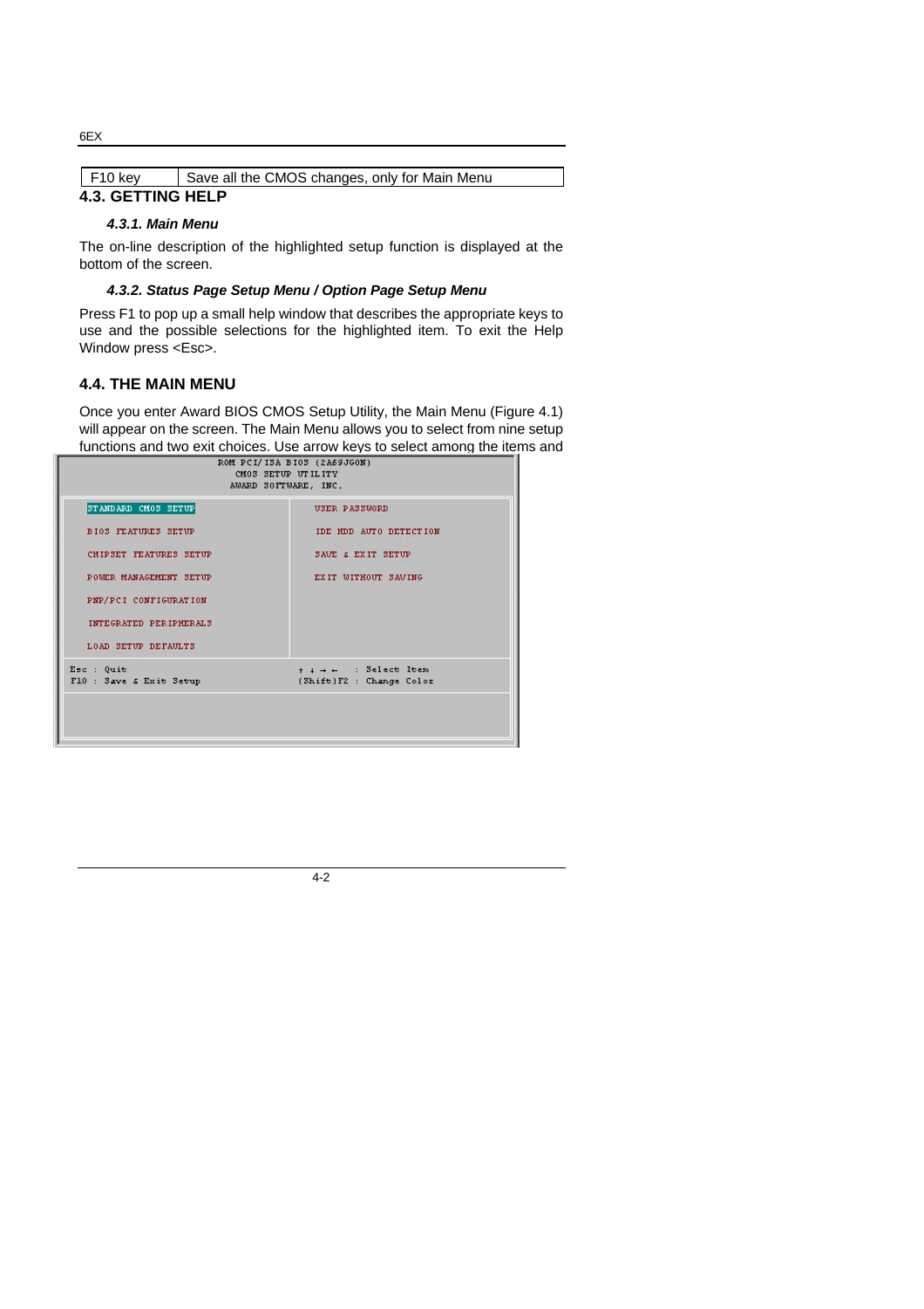| F10 key | Save all the CMOS changes, only for Main Menu |
| --- | --- |

## 4.3. GETTING HELP

### *4.3.1. Main Menu*

The on-line description of the highlighted setup function is displayed at the bottom of the screen.

### *4.3.2. Status Page Setup Menu / Option Page Setup Menu*

Press F1 to pop up a small help window that describes the appropriate keys to use and the possible selections for the highlighted item. To exit the Help Window press <Esc>.

## 4.4. THE MAIN MENU

Once you enter Award BIOS CMOS Setup Utility, the Main Menu (Figure 4.1) will appear on the screen. The Main Menu allows you to select from nine setup functions and two exit choices. Use arrow keys to select among the items and

```
                    ROM PCI/ISA BIOS (2A69JG0N)
                        CMOS SETUP UTILITY
                       AWARD SOFTWARE, INC.

 STANDARD CMOS SETUP                 USER PASSWORD
 BIOS FEATURES SETUP                 IDE HDD AUTO DETECTION
 CHIPSET FEATURES SETUP              SAVE & EXIT SETUP
 POWER MANAGEMENT SETUP              EXIT WITHOUT SAVING
 PNP/PCI CONFIGURATION
 INTEGRATED PERIPHERALS
 LOAD SETUP DEFAULTS

 Esc : Quit                          ↑ ↓ → ←   : Select Item
 F10 : Save & Exit Setup             (Shift)F2 : Change Color
```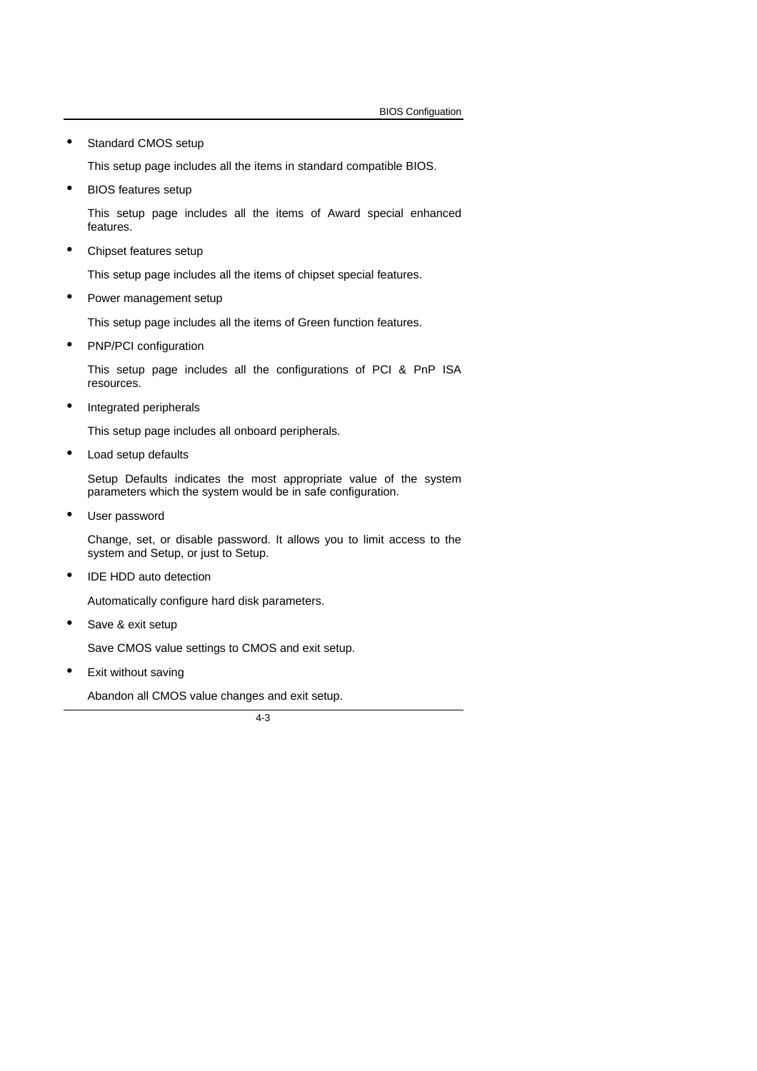- Standard CMOS setup

  This setup page includes all the items in standard compatible BIOS.

- BIOS features setup

  This setup page includes all the items of Award special enhanced features.

- Chipset features setup

  This setup page includes all the items of chipset special features.

- Power management setup

  This setup page includes all the items of Green function features.

- PNP/PCI configuration

  This setup page includes all the configurations of PCI & PnP ISA resources.

- Integrated peripherals

  This setup page includes all onboard peripherals.

- Load setup defaults

  Setup Defaults indicates the most appropriate value of the system parameters which the system would be in safe configuration.

- User password

  Change, set, or disable password. It allows you to limit access to the system and Setup, or just to Setup.

- IDE HDD auto detection

  Automatically configure hard disk parameters.

- Save & exit setup

  Save CMOS value settings to CMOS and exit setup.

- Exit without saving

  Abandon all CMOS value changes and exit setup.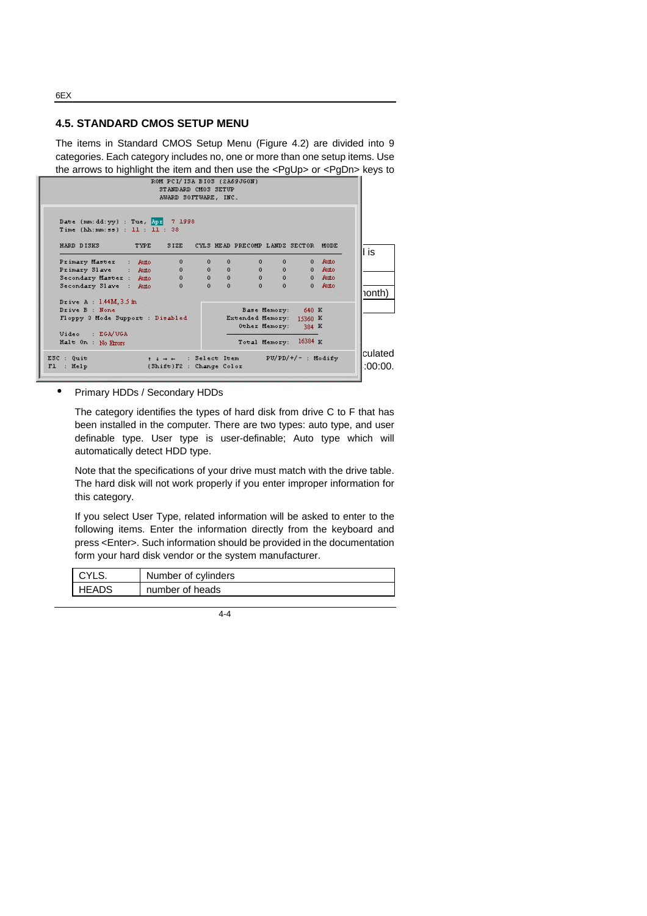## 4.5. STANDARD CMOS SETUP MENU

The items in Standard CMOS Setup Menu (Figure 4.2) are divided into 9 categories. Each category includes no, one or more than one setup items. Use the arrows to highlight the item and then use the <PgUp> or <PgDn> keys to

```
ROM PCI/ISA BIOS (2A69JG0N)
STANDARD CMOS SETUP
AWARD SOFTWARE, INC.

Date (mm:dd:yy) : Tue, Apr  7 1998
Time (hh:mm:ss) : 11 : 11 : 38

HARD DISKS          TYPE   SIZE   CYLS HEAD PRECOMP LANDZ SECTOR MODE

Primary Master   :  Auto    0      0    0     0      0      0    Auto
Primary Slave    :  Auto    0      0    0     0      0      0    Auto
Secondary Master :  Auto    0      0    0     0      0      0    Auto
Secondary Slave  :  Auto    0      0    0     0      0      0    Auto

Drive A : 1.44M, 3.5 in
Drive B : None                          Base Memory:     640 K
Floppy 3 Mode Support : Disabled    Extended Memory:   15360 K
                                       Other Memory:     384 K
Video   : EGA/VGA
Halt On : No Errors                    Total Memory:   16384 K

ESC : Quit       ↑ ↓ → ←  : Select Item      PU/PD/+/- : Modify
F1  : Help      (Shift)F2 : Change Color
```

l is

nonth)

culated
:00:00.

- Primary HDDs / Secondary HDDs

  The category identifies the types of hard disk from drive C to F that has been installed in the computer. There are two types: auto type, and user definable type. User type is user-definable; Auto type which will automatically detect HDD type.

  Note that the specifications of your drive must match with the drive table. The hard disk will not work properly if you enter improper information for this category.

  If you select User Type, related information will be asked to enter to the following items. Enter the information directly from the keyboard and press <Enter>. Such information should be provided in the documentation form your hard disk vendor or the system manufacturer.

| CYLS. | Number of cylinders |
|---|---|
| HEADS | number of heads |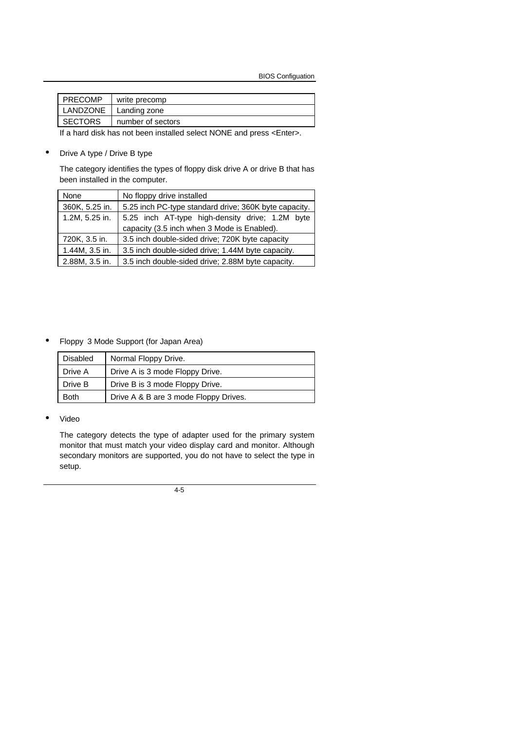| PRECOMP | write precomp |
|---|---|
| LANDZONE | Landing zone |
| SECTORS | number of sectors |

If a hard disk has not been installed select NONE and press <Enter>.

- Drive A type / Drive B type

  The category identifies the types of floppy disk drive A or drive B that has been installed in the computer.

| None | No floppy drive installed |
|---|---|
| 360K, 5.25 in. | 5.25 inch PC-type standard drive; 360K byte capacity. |
| 1.2M, 5.25 in. | 5.25 inch AT-type high-density drive; 1.2M byte capacity (3.5 inch when 3 Mode is Enabled). |
| 720K, 3.5 in. | 3.5 inch double-sided drive; 720K byte capacity |
| 1.44M, 3.5 in. | 3.5 inch double-sided drive; 1.44M byte capacity. |
| 2.88M, 3.5 in. | 3.5 inch double-sided drive; 2.88M byte capacity. |

- Floppy 3 Mode Support (for Japan Area)

| Disabled | Normal Floppy Drive. |
|---|---|
| Drive A | Drive A is 3 mode Floppy Drive. |
| Drive B | Drive B is 3 mode Floppy Drive. |
| Both | Drive A & B are 3 mode Floppy Drives. |

- Video

  The category detects the type of adapter used for the primary system monitor that must match your video display card and monitor. Although secondary monitors are supported, you do not have to select the type in setup.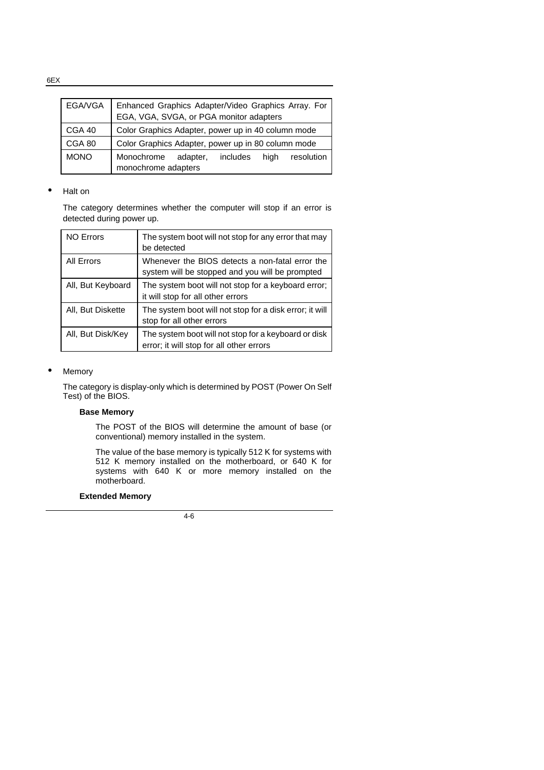| EGA/VGA | Enhanced Graphics Adapter/Video Graphics Array. For EGA, VGA, SVGA, or PGA monitor adapters |
|---|---|
| CGA 40 | Color Graphics Adapter, power up in 40 column mode |
| CGA 80 | Color Graphics Adapter, power up in 80 column mode |
| MONO | Monochrome adapter, includes high resolution monochrome adapters |

- Halt on

  The category determines whether the computer will stop if an error is detected during power up.

| NO Errors | The system boot will not stop for any error that may be detected |
|---|---|
| All Errors | Whenever the BIOS detects a non-fatal error the system will be stopped and you will be prompted |
| All, But Keyboard | The system boot will not stop for a keyboard error; it will stop for all other errors |
| All, But Diskette | The system boot will not stop for a disk error; it will stop for all other errors |
| All, But Disk/Key | The system boot will not stop for a keyboard or disk error; it will stop for all other errors |

- Memory

  The category is display-only which is determined by POST (Power On Self Test) of the BIOS.

  **Base Memory**

  The POST of the BIOS will determine the amount of base (or conventional) memory installed in the system.

  The value of the base memory is typically 512 K for systems with 512 K memory installed on the motherboard, or 640 K for systems with 640 K or more memory installed on the motherboard.

  **Extended Memory**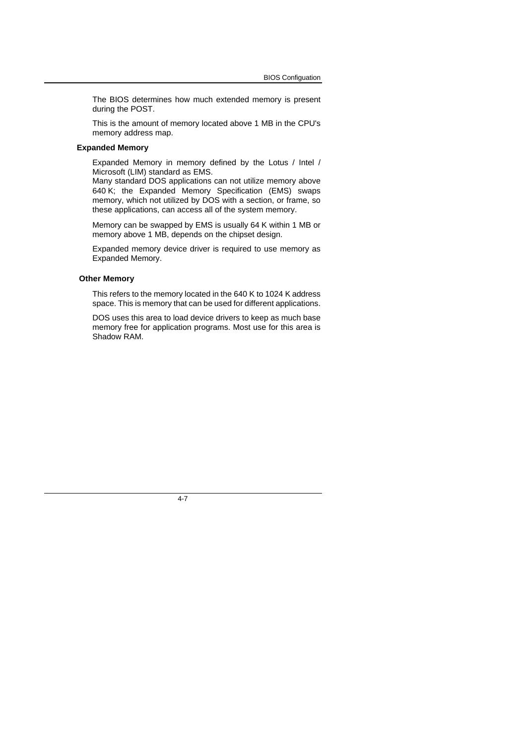The BIOS determines how much extended memory is present during the POST.

This is the amount of memory located above 1 MB in the CPU's memory address map.

**Expanded Memory**

Expanded Memory in memory defined by the Lotus / Intel / Microsoft (LIM) standard as EMS.
Many standard DOS applications can not utilize memory above 640 K; the Expanded Memory Specification (EMS) swaps memory, which not utilized by DOS with a section, or frame, so these applications, can access all of the system memory.

Memory can be swapped by EMS is usually 64 K within 1 MB or memory above 1 MB, depends on the chipset design.

Expanded memory device driver is required to use memory as Expanded Memory.

**Other Memory**

This refers to the memory located in the 640 K to 1024 K address space. This is memory that can be used for different applications.

DOS uses this area to load device drivers to keep as much base memory free for application programs. Most use for this area is Shadow RAM.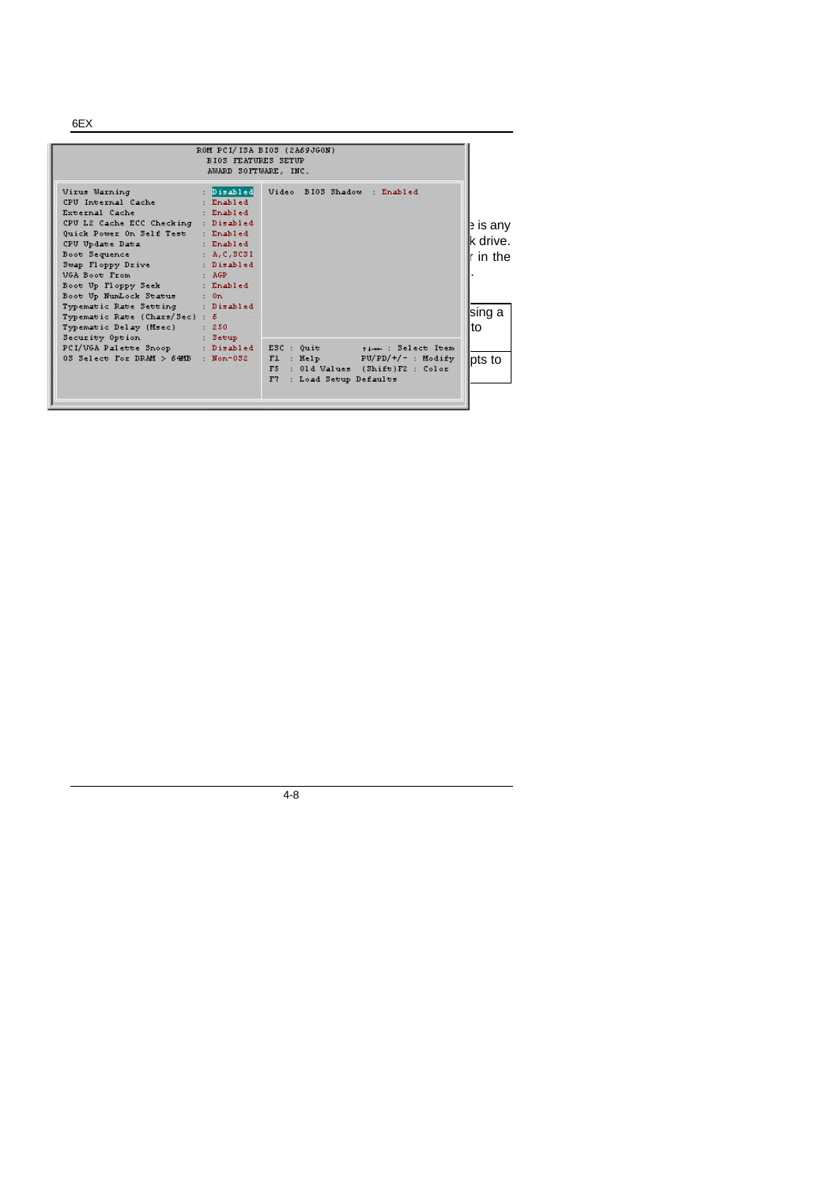```
ROM PCI/ISA BIOS (2A69JG0N)
BIOS FEATURES SETUP
AWARD SOFTWARE, INC.

Virus Warning                  : Disabled     Video  BIOS Shadow  : Enabled
CPU Internal Cache             : Enabled
External Cache                 : Enabled
CPU L2 Cache ECC Checking      : Disabled
Quick Power On Self Test       : Enabled
CPU Update Data                : Enabled
Boot Sequence                  : A,C,SCSI
Swap Floppy Drive              : Disabled
VGA Boot From                  : AGP
Boot Up Floppy Seek            : Enabled
Boot Up NumLock Status         : On
Typematic Rate Setting         : Disabled
Typematic Rate (Chars/Sec)     : 6
Typematic Delay (Msec)         : 250
Security Option                : Setup
PCI/VGA Palette Snoop          : Disabled     ESC : Quit         ↑↓→← : Select Item
OS Select For DRAM > 64MB      : Non-OS2      F1  : Help         PU/PD/+/- : Modify
                                              F5  : Old Values   (Shift)F2 : Color
                                              F7  : Load Setup Defaults
```

e is any
k drive.
r in the
.

sing a
to

pts to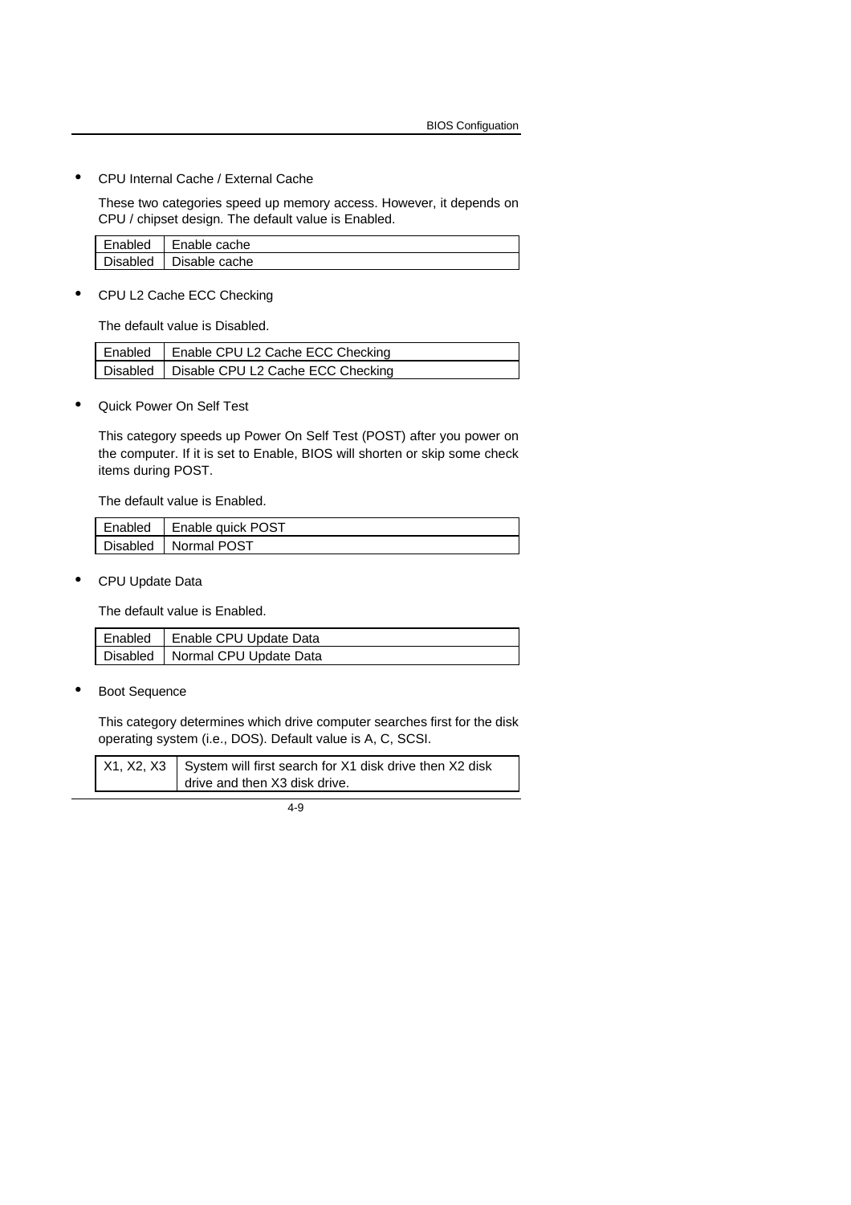- CPU Internal Cache / External Cache

  These two categories speed up memory access. However, it depends on CPU / chipset design. The default value is Enabled.

| | |
|---|---|
| Enabled | Enable cache |
| Disabled | Disable cache |

- CPU L2 Cache ECC Checking

  The default value is Disabled.

| | |
|---|---|
| Enabled | Enable CPU L2 Cache ECC Checking |
| Disabled | Disable CPU L2 Cache ECC Checking |

- Quick Power On Self Test

  This category speeds up Power On Self Test (POST) after you power on the computer. If it is set to Enable, BIOS will shorten or skip some check items during POST.

  The default value is Enabled.

| | |
|---|---|
| Enabled | Enable quick POST |
| Disabled | Normal POST |

- CPU Update Data

  The default value is Enabled.

| | |
|---|---|
| Enabled | Enable CPU Update Data |
| Disabled | Normal CPU Update Data |

- Boot Sequence

  This category determines which drive computer searches first for the disk operating system (i.e., DOS). Default value is A, C, SCSI.

| | |
|---|---|
| X1, X2, X3 | System will first search for X1 disk drive then X2 disk drive and then X3 disk drive. |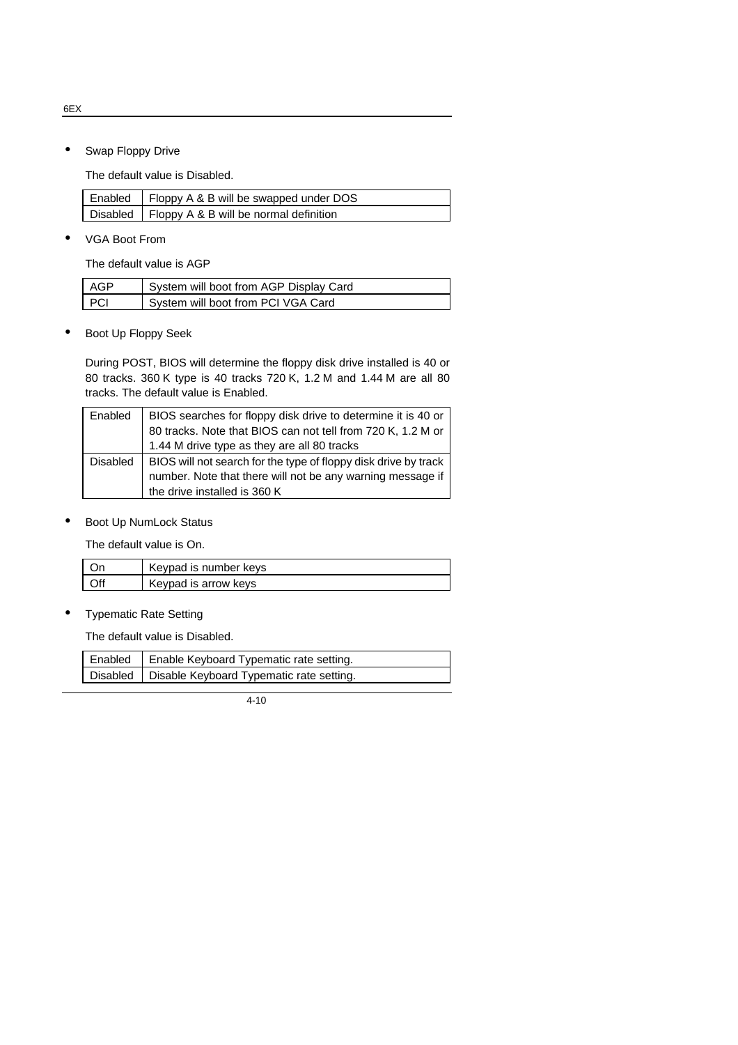- Swap Floppy Drive

  The default value is Disabled.

| Enabled | Floppy A & B will be swapped under DOS |
|---|---|
| Disabled | Floppy A & B will be normal definition |

- VGA Boot From

  The default value is AGP

| AGP | System will boot from AGP Display Card |
|---|---|
| PCI | System will boot from PCI VGA Card |

- Boot Up Floppy Seek

  During POST, BIOS will determine the floppy disk drive installed is 40 or 80 tracks. 360 K type is 40 tracks 720 K, 1.2 M and 1.44 M are all 80 tracks. The default value is Enabled.

| Enabled | BIOS searches for floppy disk drive to determine it is 40 or 80 tracks. Note that BIOS can not tell from 720 K, 1.2 M or 1.44 M drive type as they are all 80 tracks |
|---|---|
| Disabled | BIOS will not search for the type of floppy disk drive by track number. Note that there will not be any warning message if the drive installed is 360 K |

- Boot Up NumLock Status

  The default value is On.

| On | Keypad is number keys |
|---|---|
| Off | Keypad is arrow keys |

- Typematic Rate Setting

  The default value is Disabled.

| Enabled | Enable Keyboard Typematic rate setting. |
|---|---|
| Disabled | Disable Keyboard Typematic rate setting. |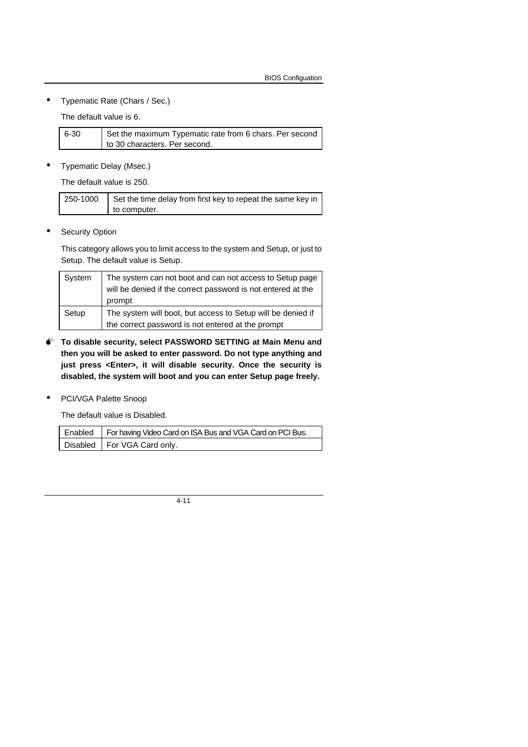- Typematic Rate (Chars / Sec.)

  The default value is 6.

| 6-30 | Set the maximum Typematic rate from 6 chars. Per second to 30 characters. Per second. |
|---|---|

- Typematic Delay (Msec.)

  The default value is 250.

| 250-1000 | Set the time delay from first key to repeat the same key in to computer. |
|---|---|

- Security Option

  This category allows you to limit access to the system and Setup, or just to Setup. The default value is Setup.

| System | The system can not boot and can not access to Setup page will be denied if the correct password is not entered at the prompt |
|---|---|
| Setup | The system will boot, but access to Setup will be denied if the correct password is not entered at the prompt |

**To disable security, select PASSWORD SETTING at Main Menu and then you will be asked to enter password. Do not type anything and just press <Enter>, it will disable security. Once the security is disabled, the system will boot and you can enter Setup page freely.**

- PCI/VGA Palette Snoop

  The default value is Disabled.

| Enabled | For having Video Card on ISA Bus and VGA Card on PCI Bus. |
|---|---|
| Disabled | For VGA Card only. |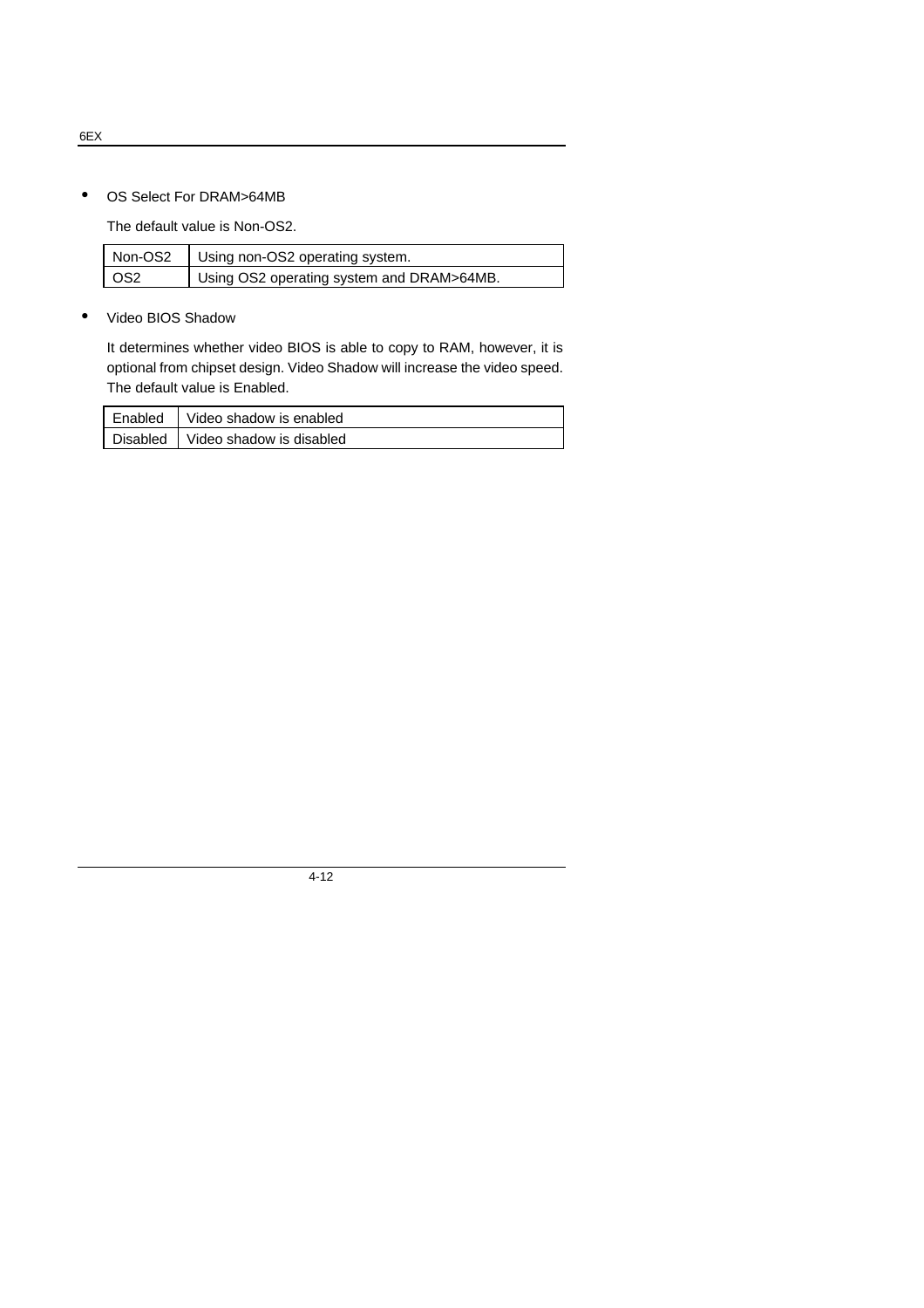- OS Select For DRAM>64MB

  The default value is Non-OS2.

| Non-OS2 | Using non-OS2 operating system. |
|---|---|
| OS2 | Using OS2 operating system and DRAM>64MB. |

- Video BIOS Shadow

  It determines whether video BIOS is able to copy to RAM, however, it is optional from chipset design. Video Shadow will increase the video speed. The default value is Enabled.

| Enabled | Video shadow is enabled |
|---|---|
| Disabled | Video shadow is disabled |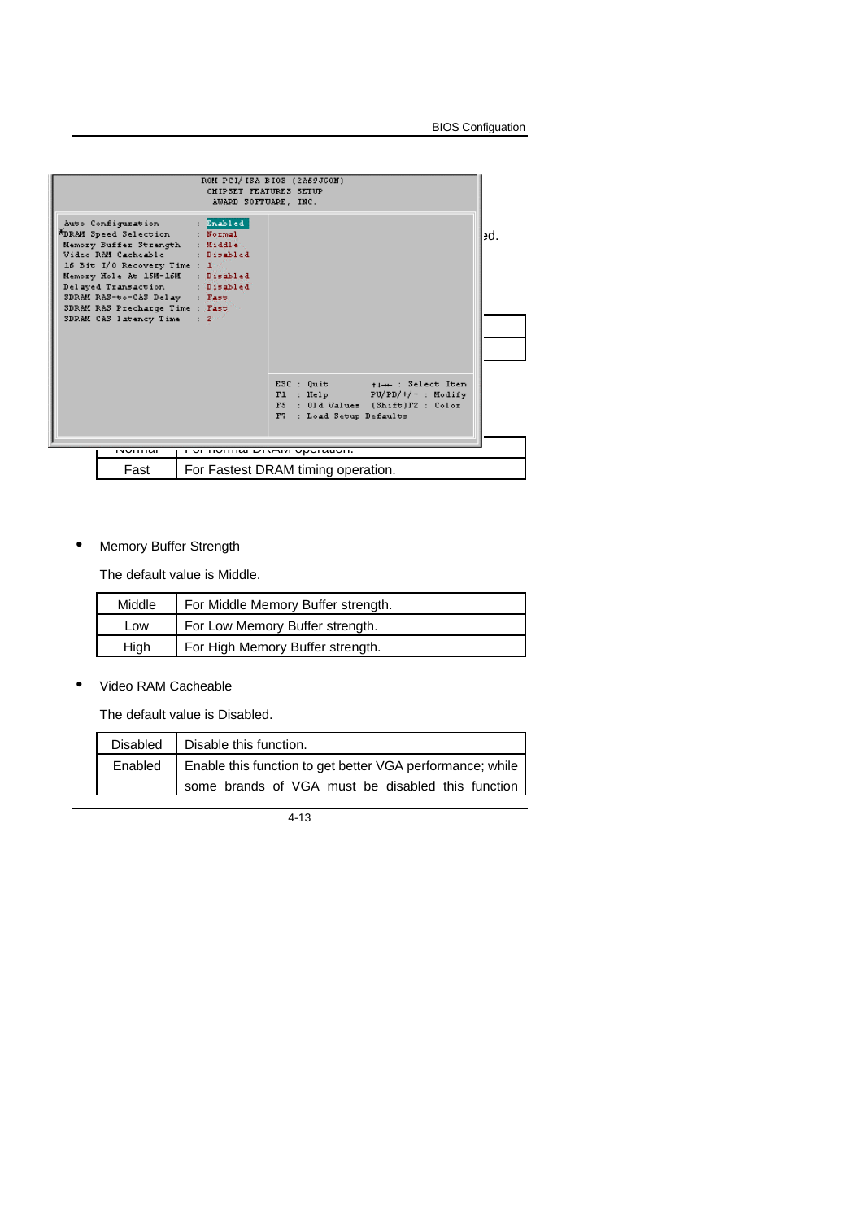```
ROM PCI/ISA BIOS (2A69JG0N)
CHIPSET FEATURES SETUP
AWARD SOFTWARE, INC.

Auto Configuration          : Enabled
DRAM Speed Selection        : Normal
Memory Buffer Strength      : Middle
Video RAM Cacheable         : Disabled
16 Bit I/O Recovery Time    : 1
Memory Hole At 15M-16M      : Disabled
Delayed Transaction         : Disabled
SDRAM RAS-to-CAS Delay      : Fast
SDRAM RAS Precharge Time    : Fast
SDRAM CAS latency Time      : 2

ESC : Quit          ↑↓→← : Select Item
F1  : Help          PU/PD/+/- : Modify
F5  : Old Values    (Shift)F2 : Color
F7  : Load Setup Defaults
```

ed.

| | |
|---|---|
| Normal | For normal DRAM operation. |
| Fast | For Fastest DRAM timing operation. |

- Memory Buffer Strength

  The default value is Middle.

| | |
|---|---|
| Middle | For Middle Memory Buffer strength. |
| Low | For Low Memory Buffer strength. |
| High | For High Memory Buffer strength. |

- Video RAM Cacheable

  The default value is Disabled.

| | |
|---|---|
| Disabled | Disable this function. |
| Enabled | Enable this function to get better VGA performance; while some brands of VGA must be disabled this function |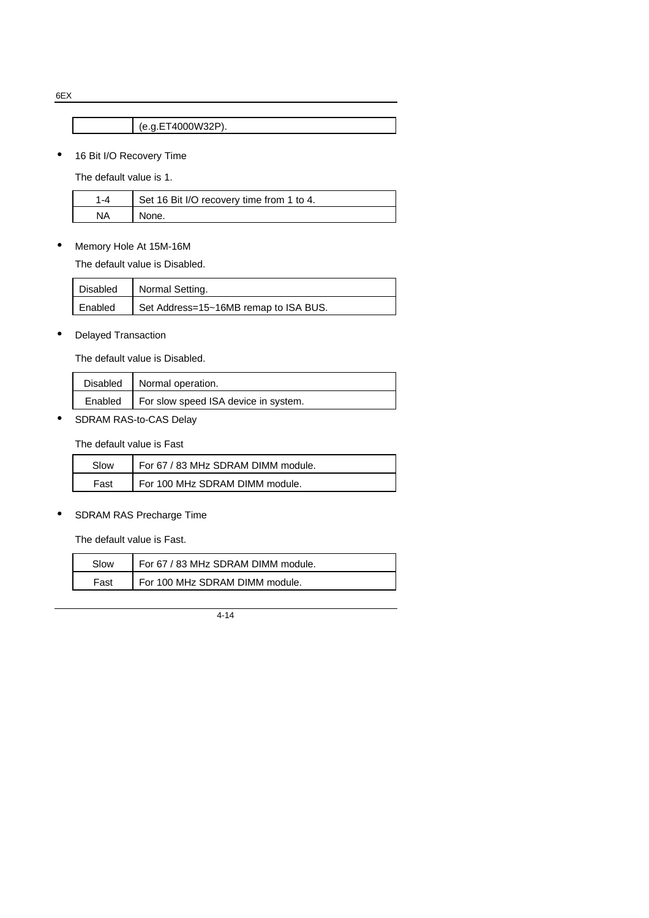| | (e.g.ET4000W32P). |
|---|---|

- 16 Bit I/O Recovery Time

  The default value is 1.

| 1-4 | Set 16 Bit I/O recovery time from 1 to 4. |
|---|---|
| NA | None. |

- Memory Hole At 15M-16M

  The default value is Disabled.

| Disabled | Normal Setting. |
|---|---|
| Enabled | Set Address=15~16MB remap to ISA BUS. |

- Delayed Transaction

  The default value is Disabled.

| Disabled | Normal operation. |
|---|---|
| Enabled | For slow speed ISA device in system. |

- SDRAM RAS-to-CAS Delay

  The default value is Fast

| Slow | For 67 / 83 MHz SDRAM DIMM module. |
|---|---|
| Fast | For 100 MHz SDRAM DIMM module. |

- SDRAM RAS Precharge Time

  The default value is Fast.

| Slow | For 67 / 83 MHz SDRAM DIMM module. |
|---|---|
| Fast | For 100 MHz SDRAM DIMM module. |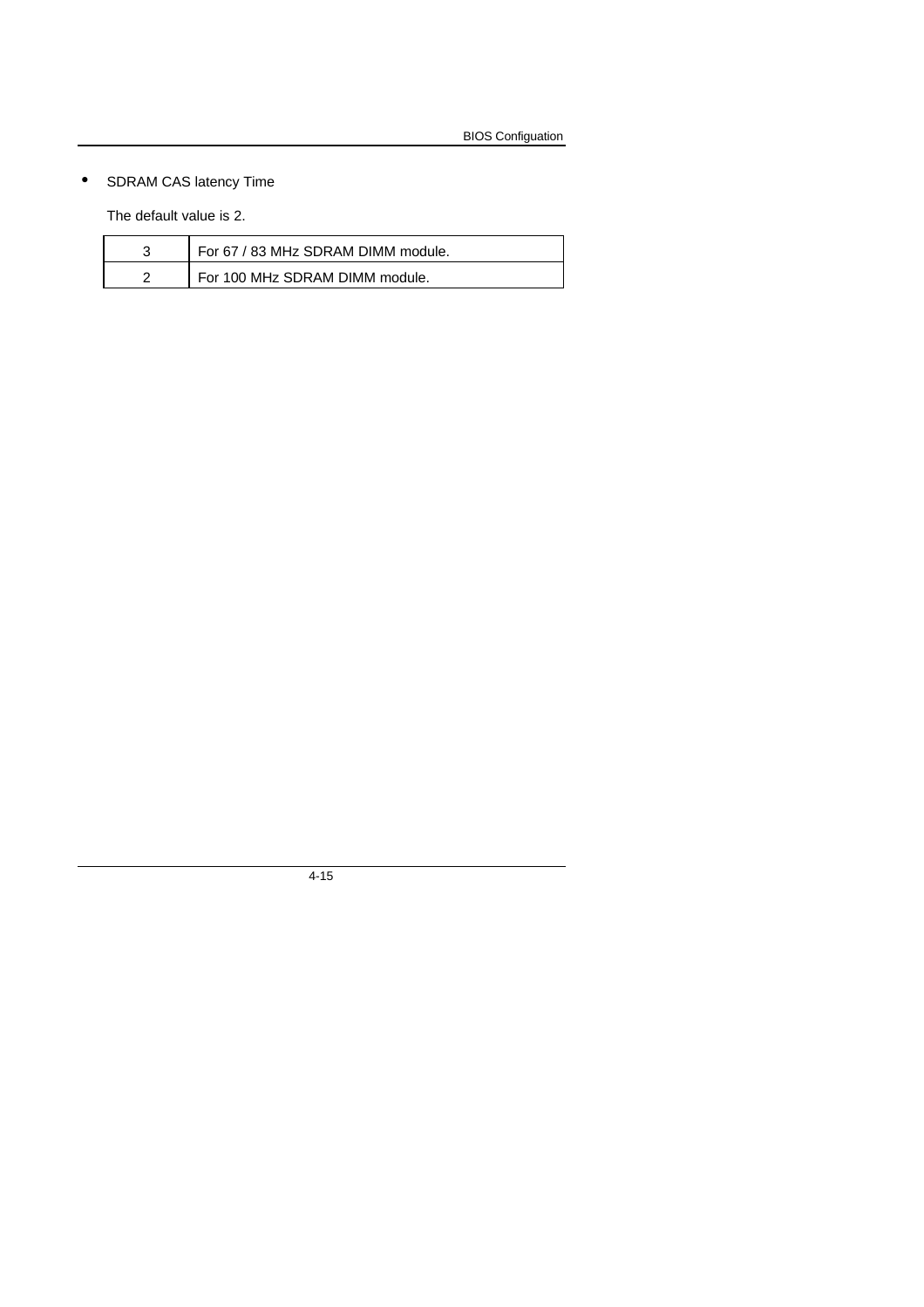- SDRAM CAS latency Time

  The default value is 2.

| | |
|---|---|
| 3 | For 67 / 83 MHz SDRAM DIMM module. |
| 2 | For 100 MHz SDRAM DIMM module. |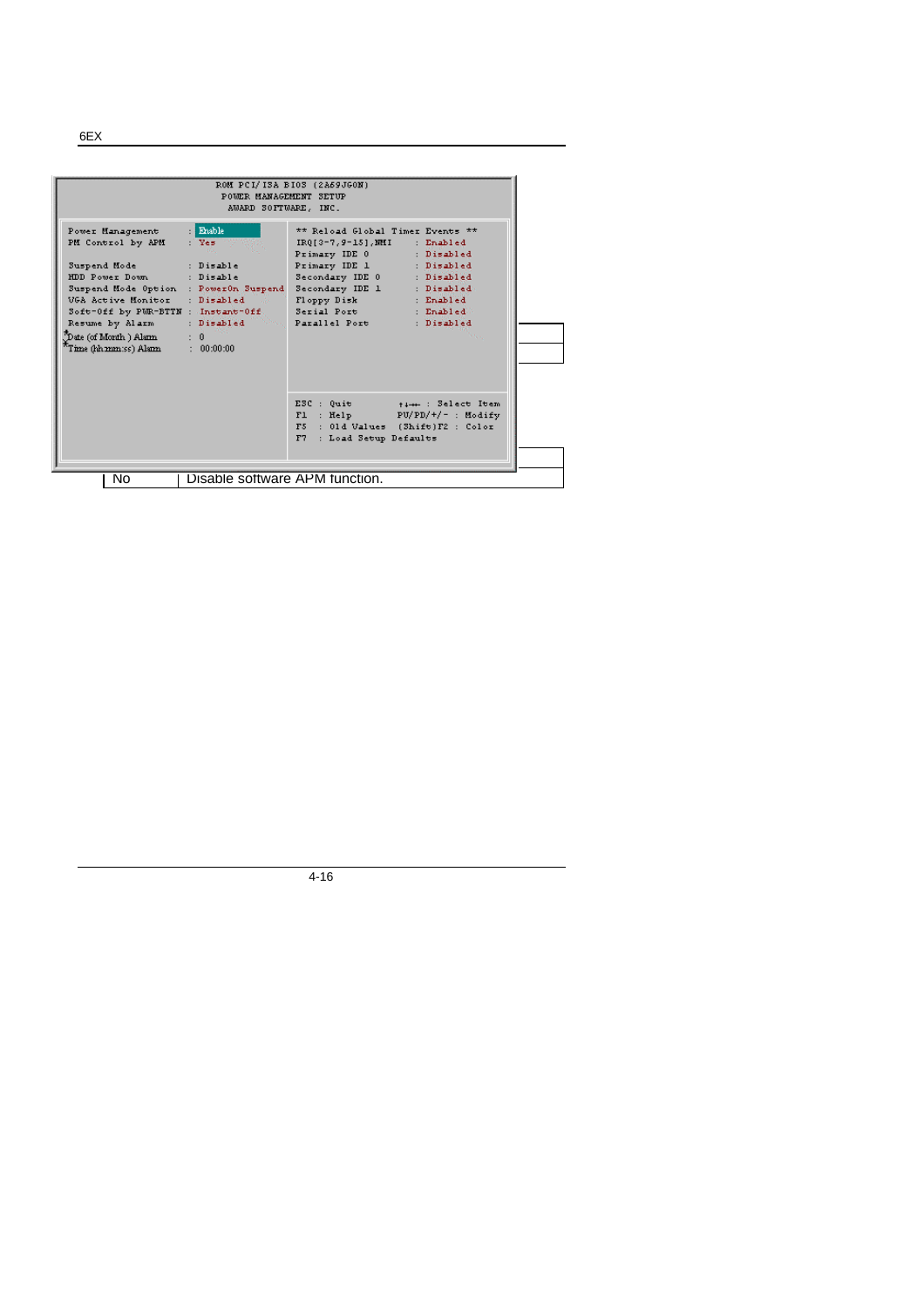```
ROM PCI/ISA BIOS (2A69JG0N)
POWER MANAGEMENT SETUP
AWARD SOFTWARE, INC.

Power Management         : Enable          ** Reload Global Timer Events **
PM Control by APM        : Yes             IRQ[3-7,9-15],NMI     : Enabled
                                           Primary IDE 0         : Disabled
Suspend Mode             : Disable         Primary IDE 1         : Disabled
HDD Power Down           : Disable         Secondary IDE 0       : Disabled
Suspend Mode Option      : PowerOn Suspend Secondary IDE 1       : Disabled
VGA Active Monitor       : Disabled        Floppy Disk           : Enabled
Soft-Off by PWR-BTTN     : Instant-Off     Serial Port           : Enabled
Resume by Alarm          : Disabled        Parallel Port         : Disabled
*Date (of Month ) Alarm  : 0
*Time (hh:mm:ss) Alarm   : 00:00:00

                                           ESC : Quit        ↑↓→← : Select Item
                                           F1  : Help        PU/PD/+/- : Modify
                                           F5  : Old Values  (Shift)F2 : Color
                                           F7  : Load Setup Defaults
```

| | |
|---|---|
| No | Disable software APM function. |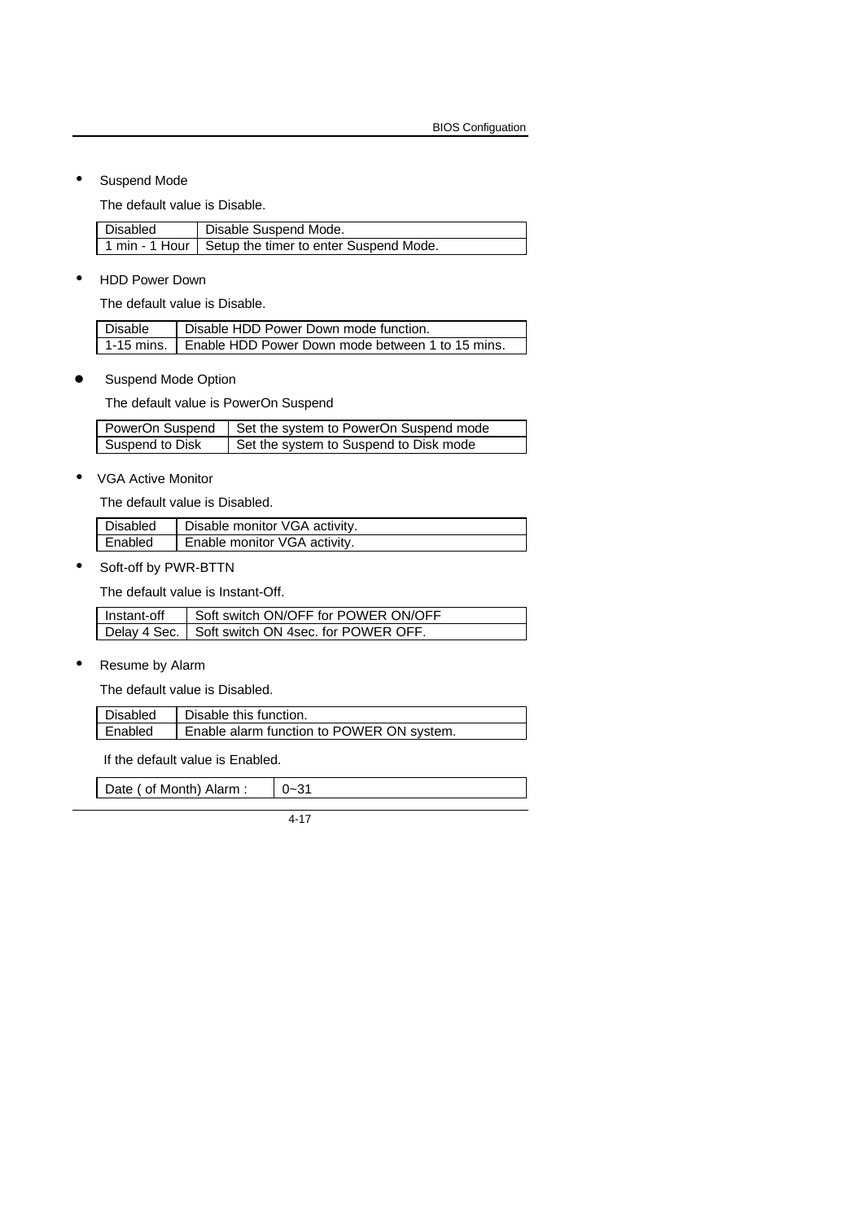- Suspend Mode

  The default value is Disable.

| Disabled | Disable Suspend Mode. |
|---|---|
| 1 min - 1 Hour | Setup the timer to enter Suspend Mode. |

- HDD Power Down

  The default value is Disable.

| Disable | Disable HDD Power Down mode function. |
|---|---|
| 1-15 mins. | Enable HDD Power Down mode between 1 to 15 mins. |

- Suspend Mode Option

  The default value is PowerOn Suspend

| PowerOn Suspend | Set the system to PowerOn Suspend mode |
|---|---|
| Suspend to Disk | Set the system to Suspend to Disk mode |

- VGA Active Monitor

  The default value is Disabled.

| Disabled | Disable monitor VGA activity. |
|---|---|
| Enabled | Enable monitor VGA activity. |

- Soft-off by PWR-BTTN

  The default value is Instant-Off.

| Instant-off | Soft switch ON/OFF for POWER ON/OFF |
|---|---|
| Delay 4 Sec. | Soft switch ON 4sec. for POWER OFF. |

- Resume by Alarm

  The default value is Disabled.

| Disabled | Disable this function. |
|---|---|
| Enabled | Enable alarm function to POWER ON system. |

  If the default value is Enabled.

| Date ( of Month) Alarm : | 0~31 |
|---|---|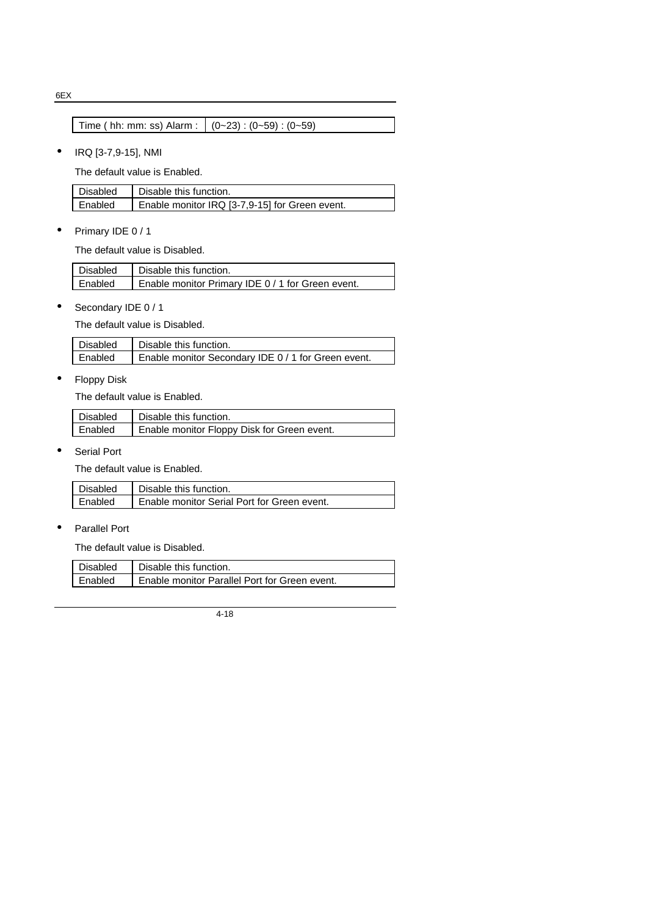| Time ( hh: mm: ss) Alarm : | (0~23) : (0~59) : (0~59) |
|---|---|

- IRQ [3-7,9-15], NMI

  The default value is Enabled.

| Disabled | Disable this function. |
|---|---|
| Enabled | Enable monitor IRQ [3-7,9-15] for Green event. |

- Primary IDE 0 / 1

  The default value is Disabled.

| Disabled | Disable this function. |
|---|---|
| Enabled | Enable monitor Primary IDE 0 / 1 for Green event. |

- Secondary IDE 0 / 1

  The default value is Disabled.

| Disabled | Disable this function. |
|---|---|
| Enabled | Enable monitor Secondary IDE 0 / 1 for Green event. |

- Floppy Disk

  The default value is Enabled.

| Disabled | Disable this function. |
|---|---|
| Enabled | Enable monitor Floppy Disk for Green event. |

- Serial Port

  The default value is Enabled.

| Disabled | Disable this function. |
|---|---|
| Enabled | Enable monitor Serial Port for Green event. |

- Parallel Port

  The default value is Disabled.

| Disabled | Disable this function. |
|---|---|
| Enabled | Enable monitor Parallel Port for Green event. |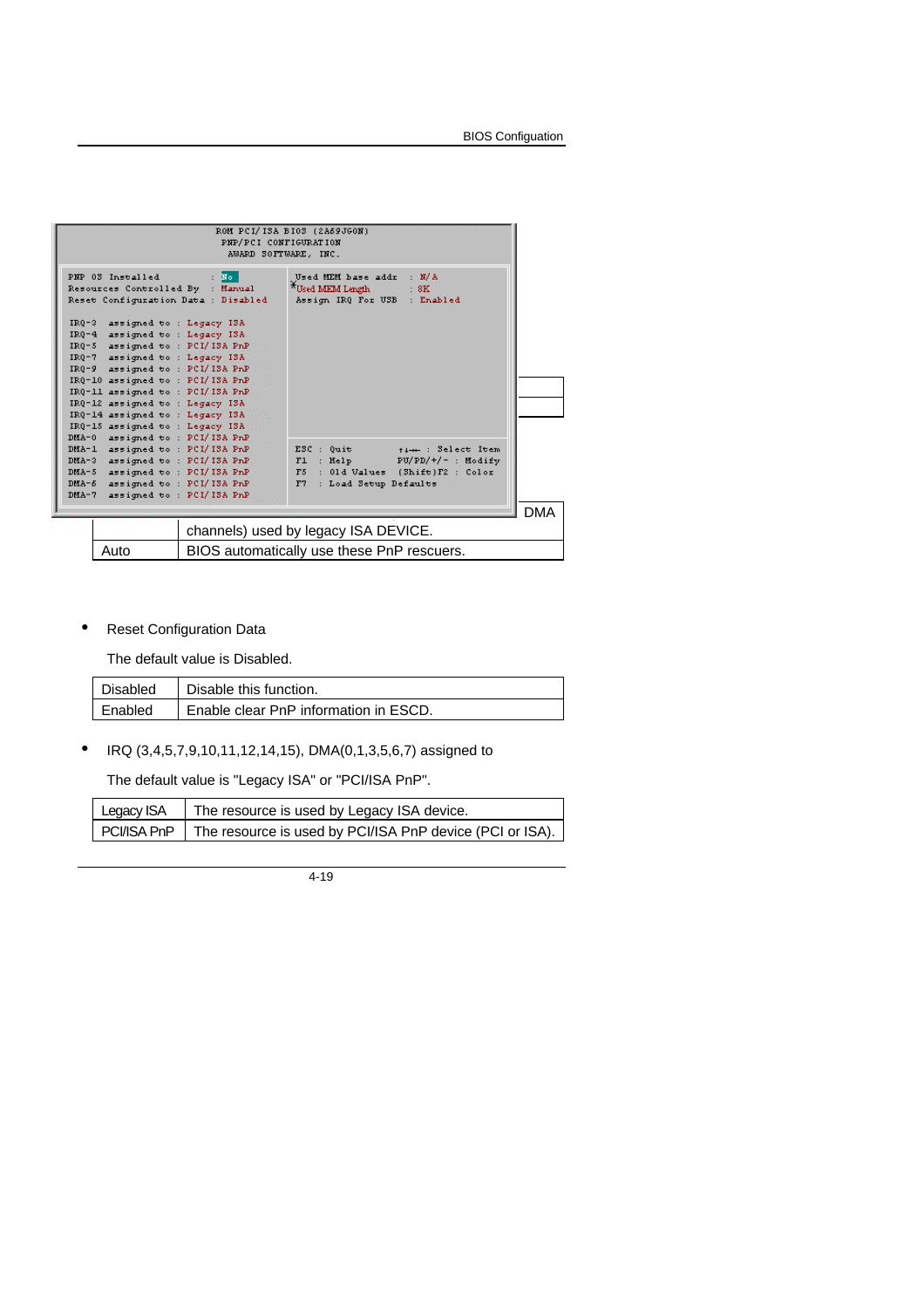```
ROM PCI/ISA BIOS (2A69JG0N)
PNP/PCI CONFIGURATION
AWARD SOFTWARE, INC.

PNP OS Installed             : No          Used MEM base addr   : N/A
Resources Controlled By      : Manual      Used MEM Length      : 8K
Reset Configuration Data     : Disabled    Assign IRQ For USB   : Enabled

IRQ-3  assigned to : Legacy ISA
IRQ-4  assigned to : Legacy ISA
IRQ-5  assigned to : PCI/ISA PnP
IRQ-7  assigned to : Legacy ISA
IRQ-9  assigned to : PCI/ISA PnP
IRQ-10 assigned to : PCI/ISA PnP
IRQ-11 assigned to : PCI/ISA PnP
IRQ-12 assigned to : Legacy ISA
IRQ-14 assigned to : Legacy ISA
IRQ-15 assigned to : Legacy ISA
DMA-0  assigned to : PCI/ISA PnP
DMA-1  assigned to : PCI/ISA PnP           ESC : Quit        ↑↓→← : Select Item
DMA-3  assigned to : PCI/ISA PnP           F1  : Help        PU/PD/+/- : Modify
DMA-5  assigned to : PCI/ISA PnP           F5  : Old Values  (Shift)F2 : Color
DMA-6  assigned to : PCI/ISA PnP           F7  : Load Setup Defaults
DMA-7  assigned to : PCI/ISA PnP
```

| | DMA channels) used by legacy ISA DEVICE. |
|---|---|
| Auto | BIOS automatically use these PnP rescuers. |

- Reset Configuration Data

  The default value is Disabled.

| Disabled | Disable this function. |
|---|---|
| Enabled | Enable clear PnP information in ESCD. |

- IRQ (3,4,5,7,9,10,11,12,14,15), DMA(0,1,3,5,6,7) assigned to

  The default value is "Legacy ISA" or "PCI/ISA PnP".

| Legacy ISA | The resource is used by Legacy ISA device. |
|---|---|
| PCI/ISA PnP | The resource is used by PCI/ISA PnP device (PCI or ISA). |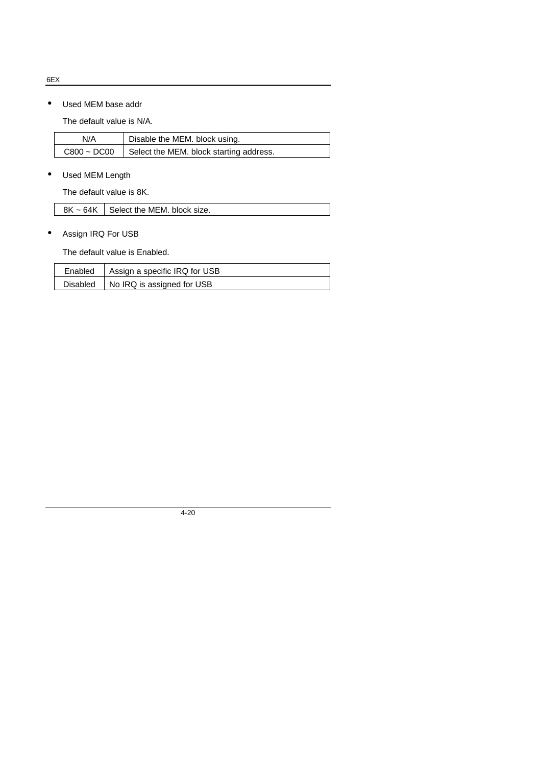- Used MEM base addr

  The default value is N/A.

| N/A | Disable the MEM. block using. |
| --- | --- |
| C800 ~ DC00 | Select the MEM. block starting address. |

- Used MEM Length

  The default value is 8K.

| 8K ~ 64K | Select the MEM. block size. |
| --- | --- |

- Assign IRQ For USB

  The default value is Enabled.

| Enabled | Assign a specific IRQ for USB |
| --- | --- |
| Disabled | No IRQ is assigned for USB |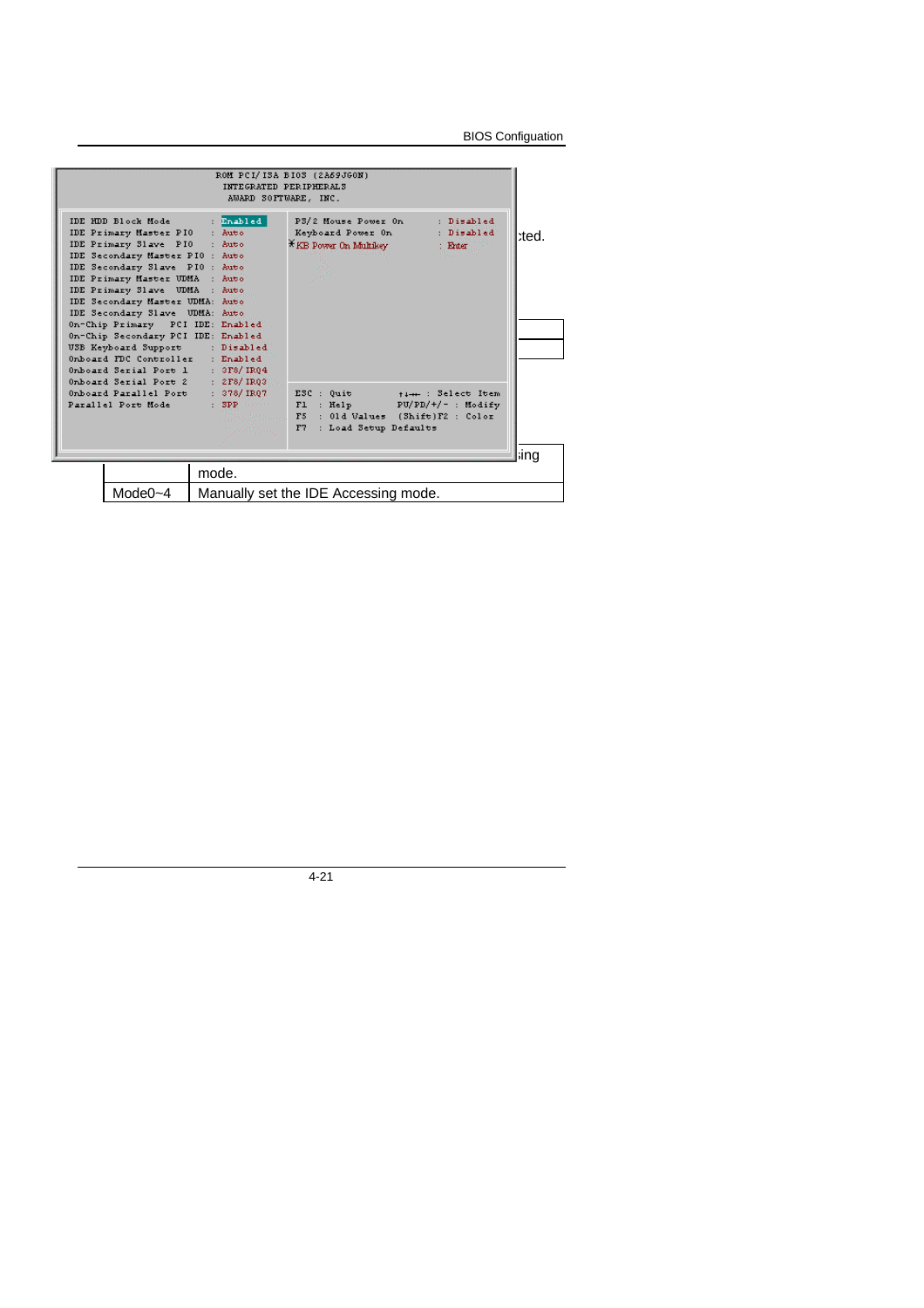```
ROM PCI/ISA BIOS (2A69JG0N)
INTEGRATED PERIPHERALS
AWARD SOFTWARE, INC.

IDE HDD Block Mode          : Enabled       PS/2 Mouse Power On       : Disabled
IDE Primary Master PIO      : Auto          Keyboard Power On         : Disabled
IDE Primary Slave  PIO      : Auto         *KB Power On Multikey      : Enter
IDE Secondary Master PIO    : Auto
IDE Secondary Slave  PIO    : Auto
IDE Primary Master UDMA     : Auto
IDE Primary Slave  UDMA     : Auto
IDE Secondary Master UDMA:    Auto
IDE Secondary Slave  UDMA:    Auto
On-Chip Primary   PCI IDE:    Enabled
On-Chip Secondary PCI IDE:    Enabled
USB Keyboard Support        : Disabled
Onboard FDC Controller      : Enabled
Onboard Serial Port 1       : 3F8/IRQ4
Onboard Serial Port 2       : 2F8/IRQ3
Onboard Parallel Port       : 378/IRQ7      ESC : Quit          ↑↓→← : Select Item
Parallel Port Mode          : SPP           F1  : Help          PU/PD/+/- : Modify
                                            F5  : Old Values    (Shift)F2 : Color
                                            F7  : Load Setup Defaults
```

ted.

sing

| | |
|---|---|
| | mode. |
| Mode0~4 | Manually set the IDE Accessing mode. |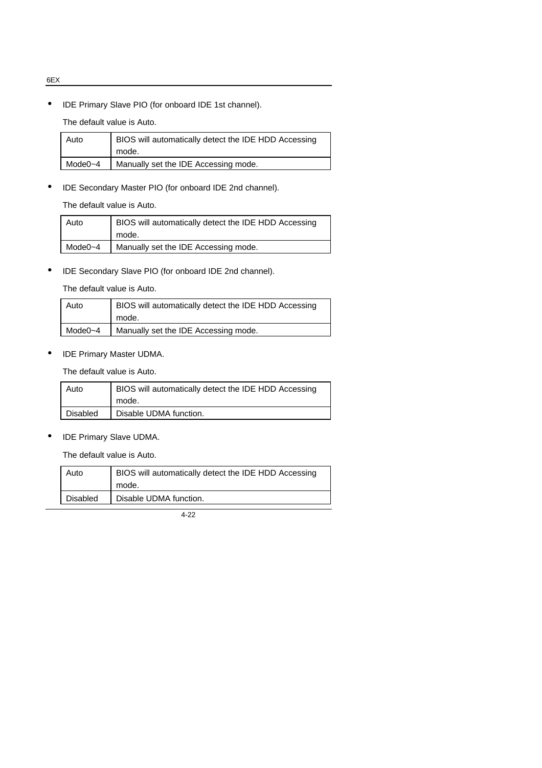- IDE Primary Slave PIO (for onboard IDE 1st channel).

  The default value is Auto.

| Auto | BIOS will automatically detect the IDE HDD Accessing mode. |
|---|---|
| Mode0~4 | Manually set the IDE Accessing mode. |

- IDE Secondary Master PIO (for onboard IDE 2nd channel).

  The default value is Auto.

| Auto | BIOS will automatically detect the IDE HDD Accessing mode. |
|---|---|
| Mode0~4 | Manually set the IDE Accessing mode. |

- IDE Secondary Slave PIO (for onboard IDE 2nd channel).

  The default value is Auto.

| Auto | BIOS will automatically detect the IDE HDD Accessing mode. |
|---|---|
| Mode0~4 | Manually set the IDE Accessing mode. |

- IDE Primary Master UDMA.

  The default value is Auto.

| Auto | BIOS will automatically detect the IDE HDD Accessing mode. |
|---|---|
| Disabled | Disable UDMA function. |

- IDE Primary Slave UDMA.

  The default value is Auto.

| Auto | BIOS will automatically detect the IDE HDD Accessing mode. |
|---|---|
| Disabled | Disable UDMA function. |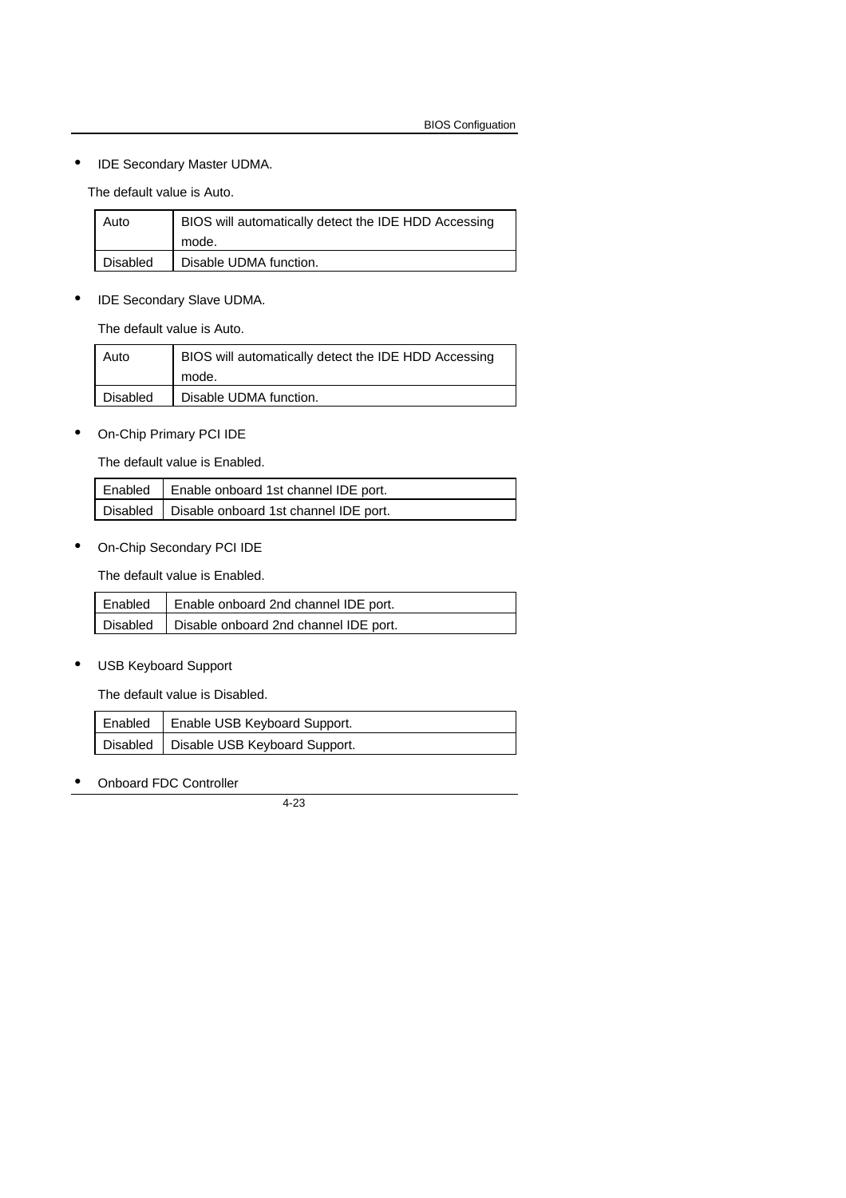- IDE Secondary Master UDMA.

The default value is Auto.

| Auto | BIOS will automatically detect the IDE HDD Accessing mode. |
|---|---|
| Disabled | Disable UDMA function. |

- IDE Secondary Slave UDMA.

The default value is Auto.

| Auto | BIOS will automatically detect the IDE HDD Accessing mode. |
|---|---|
| Disabled | Disable UDMA function. |

- On-Chip Primary PCI IDE

The default value is Enabled.

| Enabled | Enable onboard 1st channel IDE port. |
|---|---|
| Disabled | Disable onboard 1st channel IDE port. |

- On-Chip Secondary PCI IDE

The default value is Enabled.

| Enabled | Enable onboard 2nd channel IDE port. |
|---|---|
| Disabled | Disable onboard 2nd channel IDE port. |

- USB Keyboard Support

The default value is Disabled.

| Enabled | Enable USB Keyboard Support. |
|---|---|
| Disabled | Disable USB Keyboard Support. |

- Onboard FDC Controller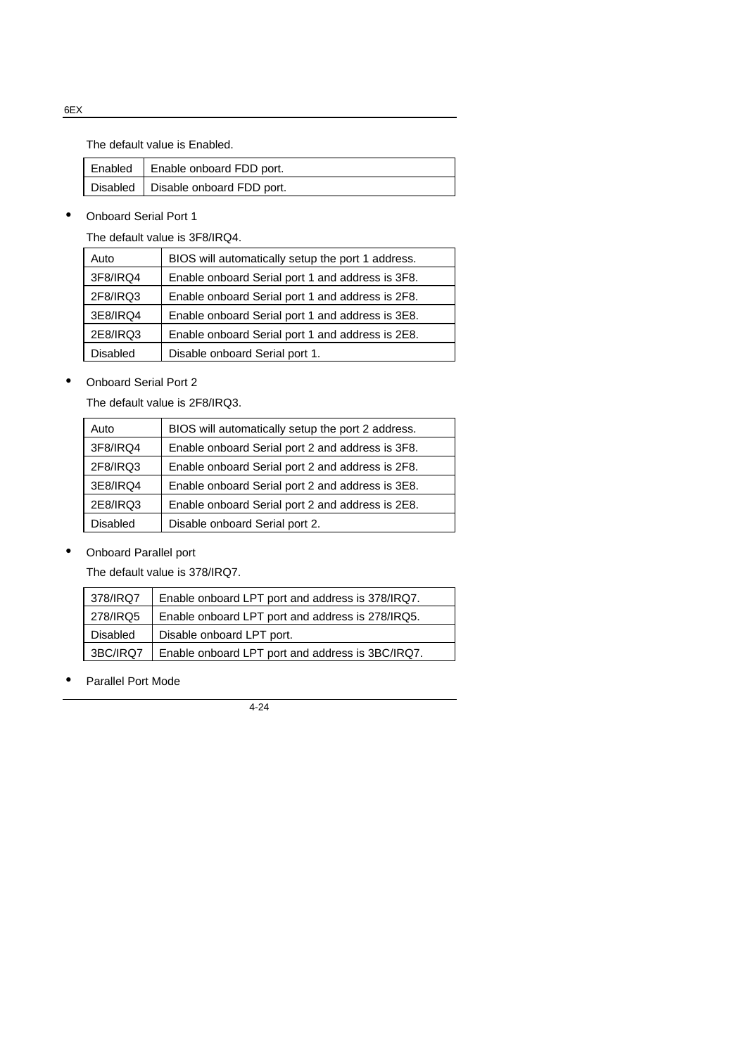The default value is Enabled.

| | |
|---|---|
| Enabled | Enable onboard FDD port. |
| Disabled | Disable onboard FDD port. |

- Onboard Serial Port 1

  The default value is 3F8/IRQ4.

| | |
|---|---|
| Auto | BIOS will automatically setup the port 1 address. |
| 3F8/IRQ4 | Enable onboard Serial port 1 and address is 3F8. |
| 2F8/IRQ3 | Enable onboard Serial port 1 and address is 2F8. |
| 3E8/IRQ4 | Enable onboard Serial port 1 and address is 3E8. |
| 2E8/IRQ3 | Enable onboard Serial port 1 and address is 2E8. |
| Disabled | Disable onboard Serial port 1. |

- Onboard Serial Port 2

  The default value is 2F8/IRQ3.

| | |
|---|---|
| Auto | BIOS will automatically setup the port 2 address. |
| 3F8/IRQ4 | Enable onboard Serial port 2 and address is 3F8. |
| 2F8/IRQ3 | Enable onboard Serial port 2 and address is 2F8. |
| 3E8/IRQ4 | Enable onboard Serial port 2 and address is 3E8. |
| 2E8/IRQ3 | Enable onboard Serial port 2 and address is 2E8. |
| Disabled | Disable onboard Serial port 2. |

- Onboard Parallel port

  The default value is 378/IRQ7.

| | |
|---|---|
| 378/IRQ7 | Enable onboard LPT port and address is 378/IRQ7. |
| 278/IRQ5 | Enable onboard LPT port and address is 278/IRQ5. |
| Disabled | Disable onboard LPT port. |
| 3BC/IRQ7 | Enable onboard LPT port and address is 3BC/IRQ7. |

- Parallel Port Mode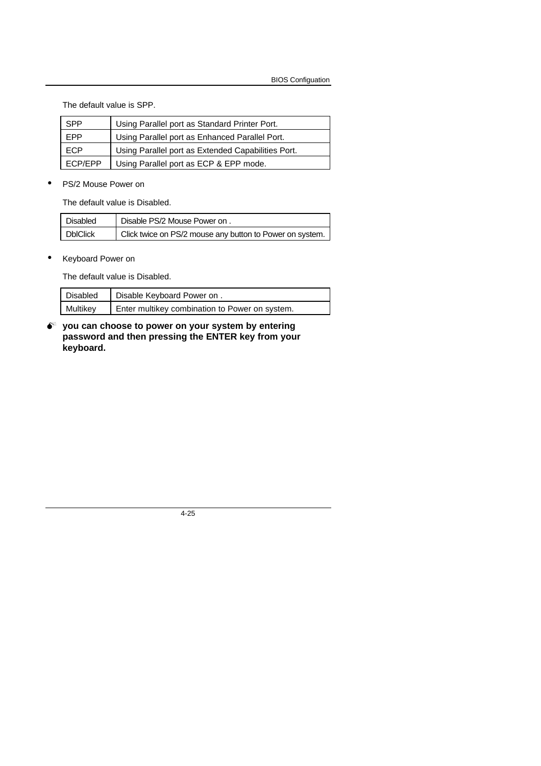The default value is SPP.

| SPP | Using Parallel port as Standard Printer Port. |
|---|---|
| EPP | Using Parallel port as Enhanced Parallel Port. |
| ECP | Using Parallel port as Extended Capabilities Port. |
| ECP/EPP | Using Parallel port as ECP & EPP mode. |

- PS/2 Mouse Power on

The default value is Disabled.

| Disabled | Disable PS/2 Mouse Power on . |
|---|---|
| DblClick | Click twice on PS/2 mouse any button to Power on system. |

- Keyboard Power on

The default value is Disabled.

| Disabled | Disable Keyboard Power on . |
|---|---|
| Multikey | Enter multikey combination to Power on system. |

**you can choose to power on your system by entering password and then pressing the ENTER key from your keyboard.**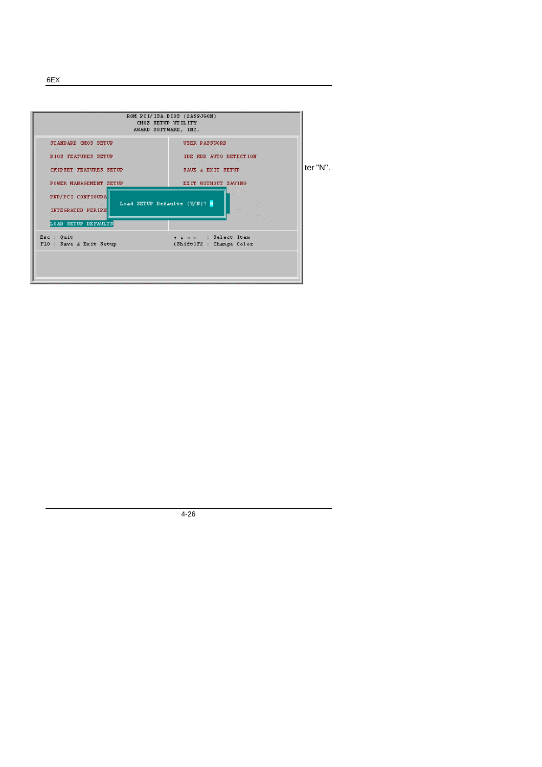```
                    ROM PCI/ISA BIOS (2A69JG0N)
                        CMOS SETUP UTILITY
                       AWARD SOFTWARE, INC.

   STANDARD CMOS SETUP                  USER PASSWORD

   BIOS FEATURES SETUP                  IDE HDD AUTO DETECTION

   CHIPSET FEATURES SETUP               SAVE & EXIT SETUP

   POWER MANAGEMENT SETUP               EXIT WITHOUT SAVING

   PNP/PCI CONFIGURA   Load SETUP Defaults (Y/N)? N

   INTEGRATED PERIPH

   LOAD SETUP DEFAULTS

 Esc : Quit                             ↑ ↓ → ←   : Select Item
 F10 : Save & Exit Setup                (Shift)F2 : Change Color
```

ter "N".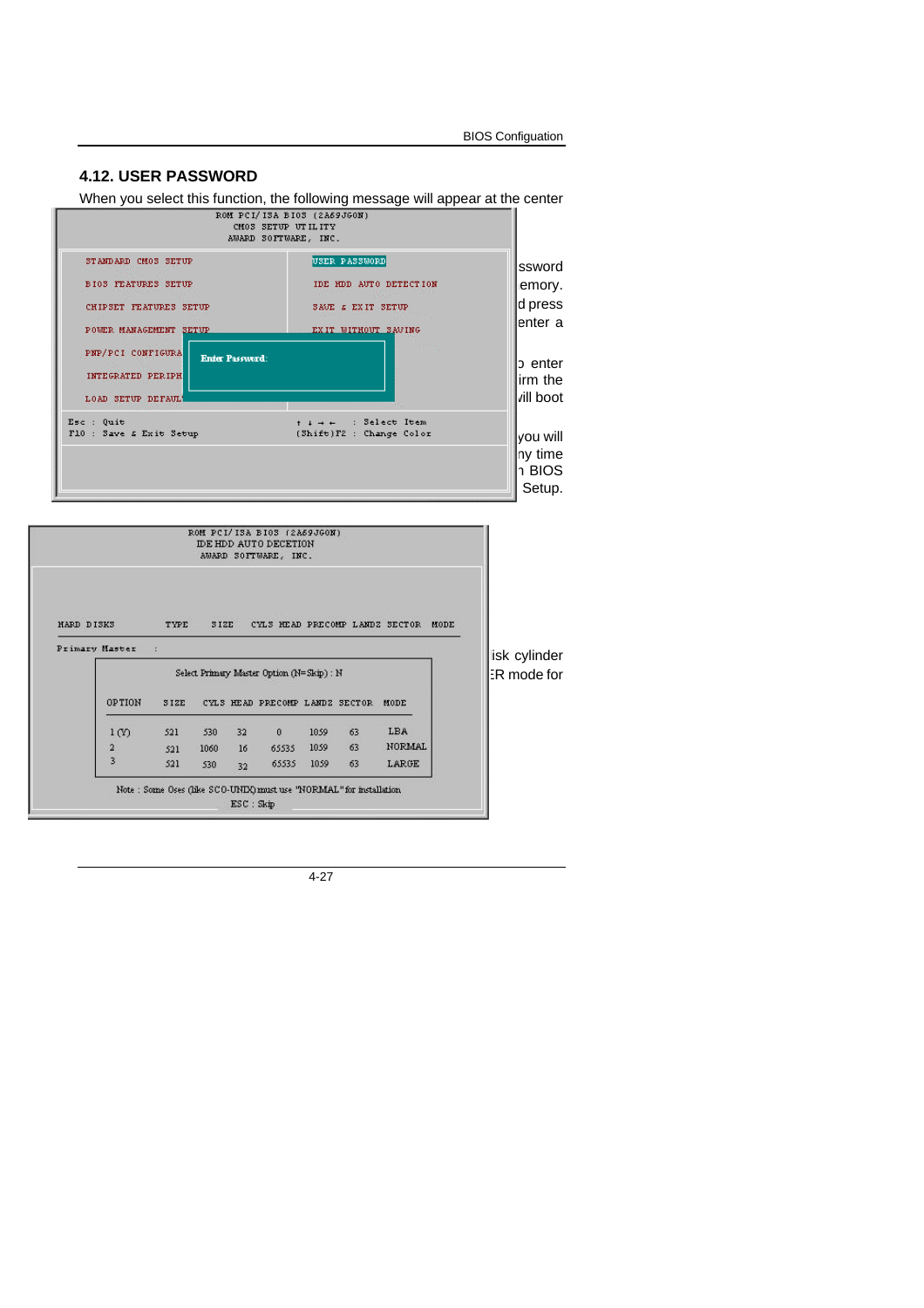## 4.12. USER PASSWORD

When you select this function, the following message will appear at the center

```
ROM PCI/ISA BIOS (2A69JG0N)
CMOS SETUP UTILITY
AWARD SOFTWARE, INC.

STANDARD CMOS SETUP          USER PASSWORD
BIOS FEATURES SETUP          IDE HDD AUTO DETECTION
CHIPSET FEATURES SETUP       SAVE & EXIT SETUP
POWER MANAGEMENT SETUP       EXIT WITHOUT SAVING
PNP/PCI CONFIGURA
INTEGRATED PERIPH     Enter Password:
LOAD SETUP DEFAUL

Esc : Quit                   ↑ ↓ → ←   : Select Item
F10 : Save & Exit Setup      (Shift)F2 : Change Color
```

ssword
emory.
d press
enter a

o enter
irm the
vill boot

you will
ny time
n BIOS
Setup.

```
ROM PCI/ISA BIOS (2A69JG0N)
IDE HDD AUTO DECETION
AWARD SOFTWARE, INC.

HARD DISKS      TYPE   SIZE   CYLS HEAD PRECOMP LANDZ SECTOR  MODE

Primary Master    :

        Select Primary Master Option (N=Skip) : N

   OPTION   SIZE   CYLS  HEAD  PRECOMP  LANDZ  SECTOR   MODE

   1 (Y)    521    530    32      0     1059     63     LBA
   2        521    1060   16    65535   1059     63     NORMAL
   3        521    530    32    65535   1059     63     LARGE

Note : Some Oses (like SCO-UNIX) must use "NORMAL" for installation
ESC : Skip
```

isk cylinder
ER mode for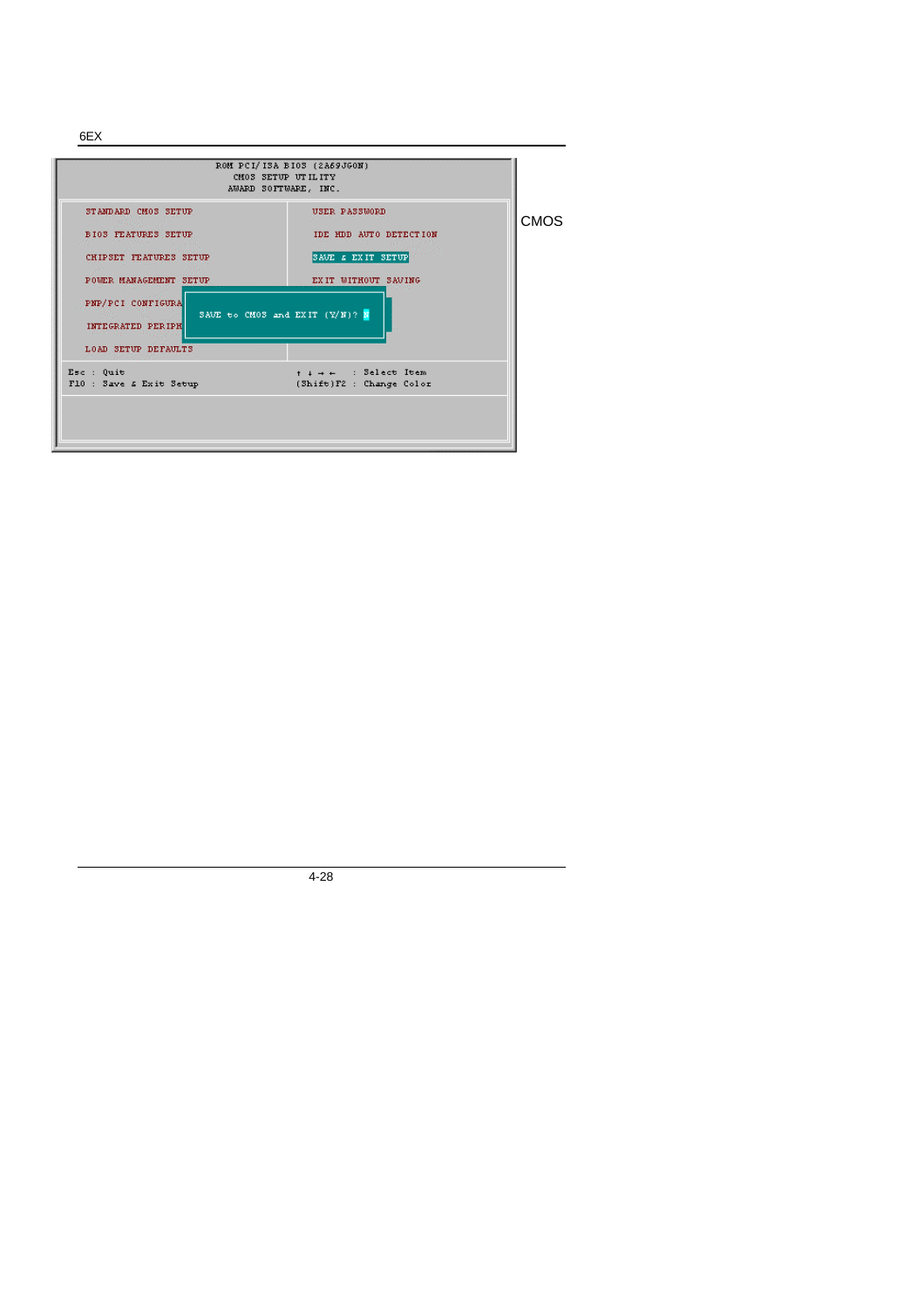```
ROM PCI/ISA BIOS (2A69JG0N)
CMOS SETUP UTILITY
AWARD SOFTWARE, INC.

STANDARD CMOS SETUP              USER PASSWORD
BIOS FEATURES SETUP              IDE HDD AUTO DETECTION
CHIPSET FEATURES SETUP           SAVE & EXIT SETUP
POWER MANAGEMENT SETUP           EXIT WITHOUT SAVING
PNP/PCI CONFIGURA
                  SAVE to CMOS and EXIT (Y/N)? Y
INTEGRATED PERIPH
LOAD SETUP DEFAULTS

Esc : Quit                       ↑ ↓ → ←   : Select Item
F10 : Save & Exit Setup          (Shift)F2 : Change Color
```

CMOS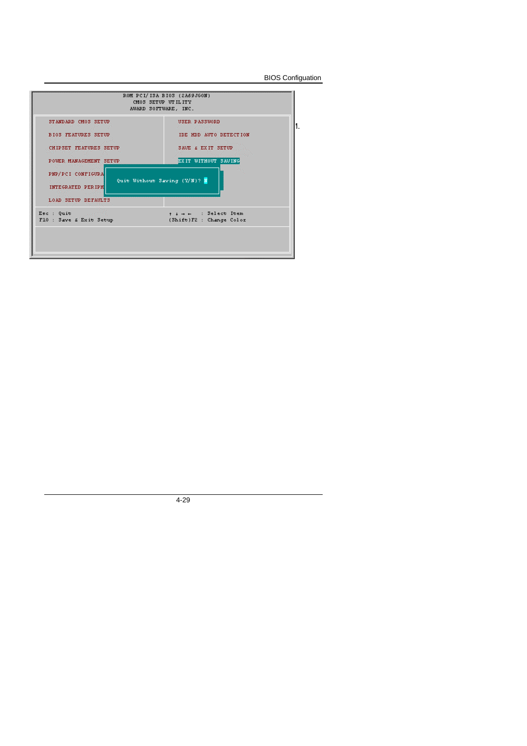```
ROM PCI/ISA BIOS (2A69JG0N)
CMOS SETUP UTILITY
AWARD SOFTWARE, INC.

STANDARD CMOS SETUP              USER PASSWORD

BIOS FEATURES SETUP              IDE HDD AUTO DETECTION

CHIPSET FEATURES SETUP           SAVE & EXIT SETUP

POWER MANAGEMENT SETUP           EXIT WITHOUT SAVING

PNP/PCI CONFIGURA   Quit Without Saving (Y/N)? N

INTEGRATED PERIPH

LOAD SETUP DEFAULTS

Esc : Quit                       ↑ ↓ → ←   : Select Item
F10 : Save & Exit Setup          (Shift)F2 : Change Color
```

1.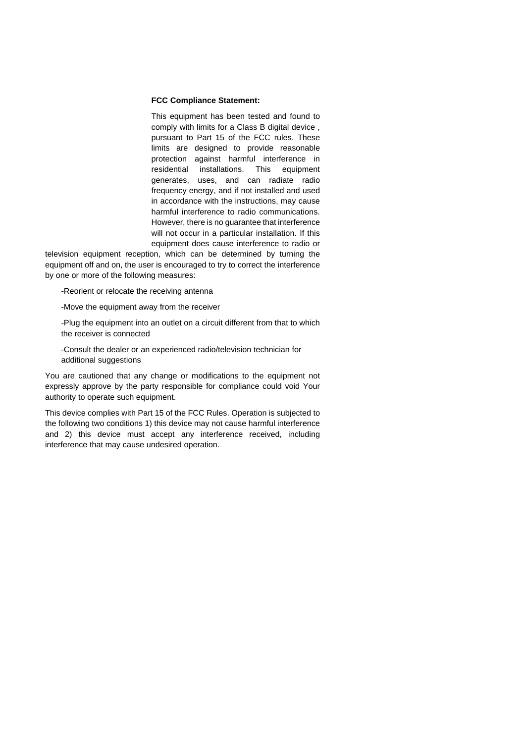**FCC Compliance Statement:**

This equipment has been tested and found to comply with limits for a Class B digital device , pursuant to Part 15 of the FCC rules. These limits are designed to provide reasonable protection against harmful interference in residential installations. This equipment generates, uses, and can radiate radio frequency energy, and if not installed and used in accordance with the instructions, may cause harmful interference to radio communications. However, there is no guarantee that interference will not occur in a particular installation. If this equipment does cause interference to radio or television equipment reception, which can be determined by turning the equipment off and on, the user is encouraged to try to correct the interference by one or more of the following measures:

-Reorient or relocate the receiving antenna

-Move the equipment away from the receiver

-Plug the equipment into an outlet on a circuit different from that to which the receiver is connected

-Consult the dealer or an experienced radio/television technician for additional suggestions

You are cautioned that any change or modifications to the equipment not expressly approve by the party responsible for compliance could void Your authority to operate such equipment.

This device complies with Part 15 of the FCC Rules. Operation is subjected to the following two conditions 1) this device may not cause harmful interference and 2) this device must accept any interference received, including interference that may cause undesired operation.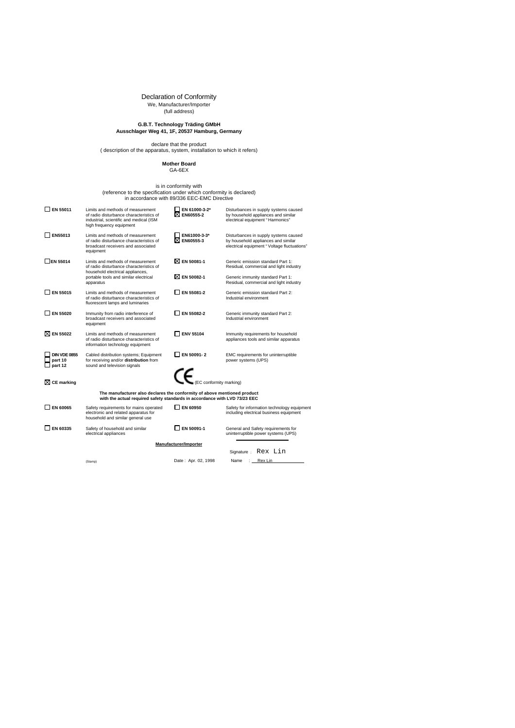# Declaration of Conformity

We, Manufacturer/Importer
(full address)

**G.B.T. Technology Träding GMbH**
**Ausschlager Weg 41, 1F, 20537 Hamburg, Germany**

declare that the product
( description of the apparatus, system, installation to which it refers)

**Mother Board**
GA-6EX

is in conformity with
(reference to the specification under which conformity is declared)
in accordance with 89/336 EEC-EMC Directive

| | | | |
|---|---|---|---|
| ☐ **EN 55011** | Limits and methods of measurement of radio disturbance characteristics of industrial, scientific and medical (ISM high frequency equipment | ☐ **EN 61000-3-2*** ☒ **EN60555-2** | Disturbances in supply systems caused by household appliances and similar electrical equipment " Harmonics" |
| ☐ **EN55013** | Limits and methods of measurement of radio disturbance characteristics of broadcast receivers and associated equipment | ☐ **EN61000-3-3*** ☒ **EN60555-3** | Disturbances in supply systems caused by household appliances and similar electrical equipment " Voltage fluctuations" |
| ☐ **EN 55014** | Limits and methods of measurement of radio disturbance characteristics of household electrical appliances, portable tools and similar electrical apparatus | ☒ **EN 50081-1** ☒ **EN 50082-1** | Generic emission standard Part 1: Residual, commercial and light industry; Generic immunity standard Part 1: Residual, commercial and light industry |
| ☐ **EN 55015** | Limits and methods of measurement of radio disturbance characteristics of fluorescent lamps and luminaries | ☐ **EN 55081-2** | Generic emission standard Part 2: Industrial environment |
| ☐ **EN 55020** | Immunity from radio interference of broadcast receivers and associated equipment | ☐ **EN 55082-2** | Generic immunity standard Part 2: Industrial environment |
| ☒ **EN 55022** | Limits and methods of measurement of radio disturbance characteristics of information technology equipment | ☐ **ENV 55104** | Immunity requirements for household appliances tools and similar apparatus |
| ☐ **DIN VDE 0855** ☐ **part 10** ☐ **part 12** | Cabled distribution systems; Equipment for receiving and/or **distribution** from sound and television signals | ☐ **EN 50091- 2** | EMC requirements for uninterruptible power systems (UPS) |
| ☒ **CE marking** | | CE (EC conformity marking) | |

**The manufacturer also declares the conformity of above mentioned product with the actual required safety standards in accordance with LVD 73/23 EEC**

| | | | |
|---|---|---|---|
| ☐ **EN 60065** | Safety requirements for mains operated electronic and related apparatus for household and similar general use | ☐ **EN 60950** | Safety for information technology equipment including electrical business equipment |
| ☐ **EN 60335** | Safety of household and similar electrical appliances | ☐ **EN 50091-1** | General and Safety requirements for uninterruptible power systems (UPS) |

**Manufacturer/Importer**

Signature : Rex Lin

(Stamp) Date : Apr. 02, 1998 Name : Rex Lin